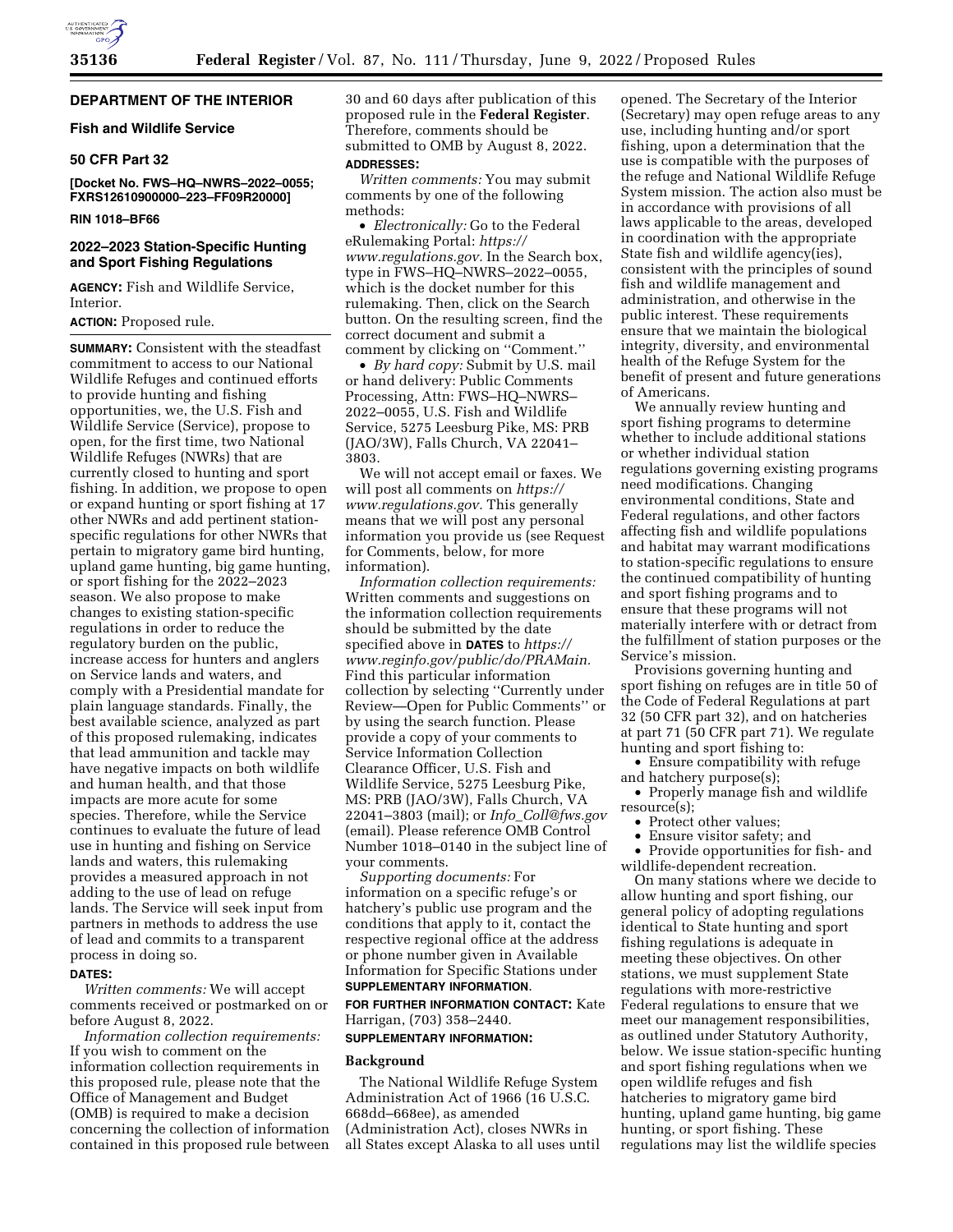**DEPARTMENT OF THE INTERIOR**

**Fish and Wildlife Service**

**50 CFR Part 32**

**[Docket No. FWS–HQ–NWRS–2022–0055; FXRS12610900000–223–FF09R20000]**

**RIN 1018–BF66**

## 2022–2023 Station-Specific Hunting and Sport Fishing Regulations

**AGENCY:** Fish and Wildlife Service, Interior.

**ACTION:** Proposed rule.

**SUMMARY:** Consistent with the steadfast commitment to access to our National Wildlife Refuges and continued efforts to provide hunting and fishing opportunities, we, the U.S. Fish and Wildlife Service (Service), propose to open, for the first time, two National Wildlife Refuges (NWRs) that are currently closed to hunting and sport fishing. In addition, we propose to open or expand hunting or sport fishing at 17 other NWRs and add pertinent station-specific regulations for other NWRs that pertain to migratory game bird hunting, upland game hunting, big game hunting, or sport fishing for the 2022–2023 season. We also propose to make changes to existing station-specific regulations in order to reduce the regulatory burden on the public, increase access for hunters and anglers on Service lands and waters, and comply with a Presidential mandate for plain language standards. Finally, the best available science, analyzed as part of this proposed rulemaking, indicates that lead ammunition and tackle may have negative impacts on both wildlife and human health, and that those impacts are more acute for some species. Therefore, while the Service continues to evaluate the future of lead use in hunting and fishing on Service lands and waters, this rulemaking provides a measured approach in not adding to the use of lead on refuge lands. The Service will seek input from partners in methods to address the use of lead and commits to a transparent process in doing so.

**DATES:**

*Written comments:* We will accept comments received or postmarked on or before August 8, 2022.

*Information collection requirements:* If you wish to comment on the information collection requirements in this proposed rule, please note that the Office of Management and Budget (OMB) is required to make a decision concerning the collection of information contained in this proposed rule between 30 and 60 days after publication of this proposed rule in the **Federal Register**. Therefore, comments should be submitted to OMB by August 8, 2022.

**ADDRESSES:**

*Written comments:* You may submit comments by one of the following methods:

- *Electronically:* Go to the Federal eRulemaking Portal: *https://www.regulations.gov.* In the Search box, type in FWS–HQ–NWRS–2022–0055, which is the docket number for this rulemaking. Then, click on the Search button. On the resulting screen, find the correct document and submit a comment by clicking on "Comment."
- *By hard copy:* Submit by U.S. mail or hand delivery: Public Comments Processing, Attn: FWS–HQ–NWRS–2022–0055, U.S. Fish and Wildlife Service, 5275 Leesburg Pike, MS: PRB (JAO/3W), Falls Church, VA 22041–3803.

We will not accept email or faxes. We will post all comments on *https://www.regulations.gov.* This generally means that we will post any personal information you provide us (see Request for Comments, below, for more information).

*Information collection requirements:* Written comments and suggestions on the information collection requirements should be submitted by the date specified above in **DATES** to *https://www.reginfo.gov/public/do/PRAMain.* Find this particular information collection by selecting "Currently under Review—Open for Public Comments" or by using the search function. Please provide a copy of your comments to Service Information Collection Clearance Officer, U.S. Fish and Wildlife Service, 5275 Leesburg Pike, MS: PRB (JAO/3W), Falls Church, VA 22041–3803 (mail); or *Info_Coll@fws.gov* (email). Please reference OMB Control Number 1018–0140 in the subject line of your comments.

*Supporting documents:* For information on a specific refuge's or hatchery's public use program and the conditions that apply to it, contact the respective regional office at the address or phone number given in Available Information for Specific Stations under **SUPPLEMENTARY INFORMATION**.

**FOR FURTHER INFORMATION CONTACT:** Kate Harrigan, (703) 358–2440.

**SUPPLEMENTARY INFORMATION:**

### Background

The National Wildlife Refuge System Administration Act of 1966 (16 U.S.C. 668dd–668ee), as amended (Administration Act), closes NWRs in all States except Alaska to all uses until opened. The Secretary of the Interior (Secretary) may open refuge areas to any use, including hunting and/or sport fishing, upon a determination that the use is compatible with the purposes of the refuge and National Wildlife Refuge System mission. The action also must be in accordance with provisions of all laws applicable to the areas, developed in coordination with the appropriate State fish and wildlife agency(ies), consistent with the principles of sound fish and wildlife management and administration, and otherwise in the public interest. These requirements ensure that we maintain the biological integrity, diversity, and environmental health of the Refuge System for the benefit of present and future generations of Americans.

We annually review hunting and sport fishing programs to determine whether to include additional stations or whether individual station regulations governing existing programs need modifications. Changing environmental conditions, State and Federal regulations, and other factors affecting fish and wildlife populations and habitat may warrant modifications to station-specific regulations to ensure the continued compatibility of hunting and sport fishing programs and to ensure that these programs will not materially interfere with or detract from the fulfillment of station purposes or the Service's mission.

Provisions governing hunting and sport fishing on refuges are in title 50 of the Code of Federal Regulations at part 32 (50 CFR part 32), and on hatcheries at part 71 (50 CFR part 71). We regulate hunting and sport fishing to:

- Ensure compatibility with refuge and hatchery purpose(s);
- Properly manage fish and wildlife resource(s);
- Protect other values;
- Ensure visitor safety; and
- Provide opportunities for fish- and wildlife-dependent recreation.

On many stations where we decide to allow hunting and sport fishing, our general policy of adopting regulations identical to State hunting and sport fishing regulations is adequate in meeting these objectives. On other stations, we must supplement State regulations with more-restrictive Federal regulations to ensure that we meet our management responsibilities, as outlined under Statutory Authority, below. We issue station-specific hunting and sport fishing regulations when we open wildlife refuges and fish hatcheries to migratory game bird hunting, upland game hunting, big game hunting, or sport fishing. These regulations may list the wildlife species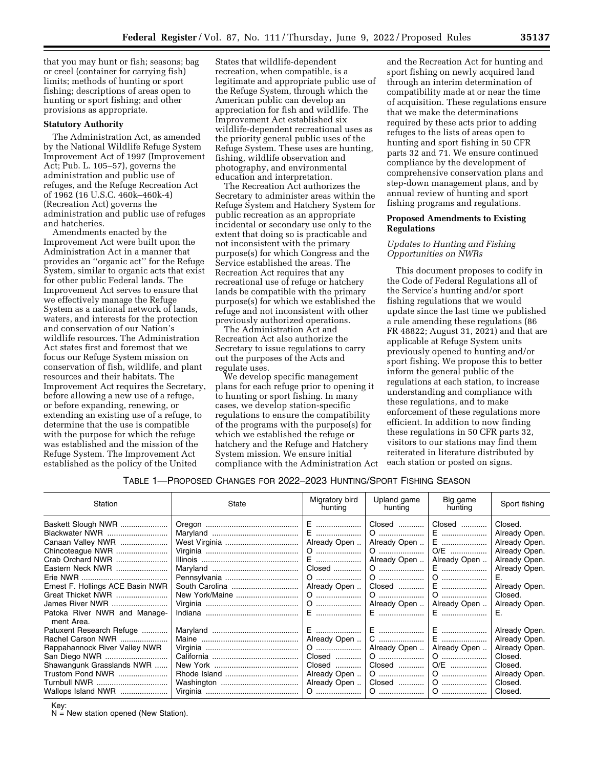that you may hunt or fish; seasons; bag or creel (container for carrying fish) limits; methods of hunting or sport fishing; descriptions of areas open to hunting or sport fishing; and other provisions as appropriate.

**Statutory Authority**

The Administration Act, as amended by the National Wildlife Refuge System Improvement Act of 1997 (Improvement Act; Pub. L. 105–57), governs the administration and public use of refuges, and the Refuge Recreation Act of 1962 (16 U.S.C. 460k–460k-4) (Recreation Act) governs the administration and public use of refuges and hatcheries.

Amendments enacted by the Improvement Act were built upon the Administration Act in a manner that provides an ''organic act'' for the Refuge System, similar to organic acts that exist for other public Federal lands. The Improvement Act serves to ensure that we effectively manage the Refuge System as a national network of lands, waters, and interests for the protection and conservation of our Nation's wildlife resources. The Administration Act states first and foremost that we focus our Refuge System mission on conservation of fish, wildlife, and plant resources and their habitats. The Improvement Act requires the Secretary, before allowing a new use of a refuge, or before expanding, renewing, or extending an existing use of a refuge, to determine that the use is compatible with the purpose for which the refuge was established and the mission of the Refuge System. The Improvement Act established as the policy of the United States that wildlife-dependent recreation, when compatible, is a legitimate and appropriate public use of the Refuge System, through which the American public can develop an appreciation for fish and wildlife. The Improvement Act established six wildlife-dependent recreational uses as the priority general public uses of the Refuge System. These uses are hunting, fishing, wildlife observation and photography, and environmental education and interpretation.

The Recreation Act authorizes the Secretary to administer areas within the Refuge System and Hatchery System for public recreation as an appropriate incidental or secondary use only to the extent that doing so is practicable and not inconsistent with the primary purpose(s) for which Congress and the Service established the areas. The Recreation Act requires that any recreational use of refuge or hatchery lands be compatible with the primary purpose(s) for which we established the refuge and not inconsistent with other previously authorized operations.

The Administration Act and Recreation Act also authorize the Secretary to issue regulations to carry out the purposes of the Acts and regulate uses.

We develop specific management plans for each refuge prior to opening it to hunting or sport fishing. In many cases, we develop station-specific regulations to ensure the compatibility of the programs with the purpose(s) for which we established the refuge or hatchery and the Refuge and Hatchery System mission. We ensure initial compliance with the Administration Act and the Recreation Act for hunting and sport fishing on newly acquired land through an interim determination of compatibility made at or near the time of acquisition. These regulations ensure that we make the determinations required by these acts prior to adding refuges to the lists of areas open to hunting and sport fishing in 50 CFR parts 32 and 71. We ensure continued compliance by the development of comprehensive conservation plans and step-down management plans, and by annual review of hunting and sport fishing programs and regulations.

**Proposed Amendments to Existing Regulations**

*Updates to Hunting and Fishing Opportunities on NWRs*

This document proposes to codify in the Code of Federal Regulations all of the Service's hunting and/or sport fishing regulations that we would update since the last time we published a rule amending these regulations (86 FR 48822; August 31, 2021) and that are applicable at Refuge System units previously opened to hunting and/or sport fishing. We propose this to better inform the general public of the regulations at each station, to increase understanding and compliance with these regulations, and to make enforcement of these regulations more efficient. In addition to now finding these regulations in 50 CFR parts 32, visitors to our stations may find them reiterated in literature distributed by each station or posted on signs.

TABLE 1—PROPOSED CHANGES FOR 2022–2023 HUNTING/SPORT FISHING SEASON

| Station | State | Migratory bird hunting | Upland game hunting | Big game hunting | Sport fishing |
|---|---|---|---|---|---|
| Baskett Slough NWR | Oregon | E | Closed | Closed | Closed. |
| Blackwater NWR | Maryland | E | O | E | Already Open. |
| Canaan Valley NWR | West Virginia | Already Open | Already Open | E | Already Open. |
| Chincoteague NWR | Virginia | O | O | O/E | Already Open. |
| Crab Orchard NWR | Illinois | E | Already Open | Already Open | Already Open. |
| Eastern Neck NWR | Maryland | Closed | O | E | Already Open. |
| Erie NWR | Pennsylvania | O | O | O | E. |
| Ernest F. Hollings ACE Basin NWR | South Carolina | Already Open | Closed | E | Already Open. |
| Great Thicket NWR | New York/Maine | O | O | O | Closed. |
| James River NWR | Virginia | O | Already Open | Already Open | Already Open. |
| Patoka River NWR and Management Area. | Indiana | E | E | E | E. |
| Patuxent Research Refuge | Maryland | E | E | E | Already Open. |
| Rachel Carson NWR | Maine | Already Open | C | E | Already Open. |
| Rappahannock River Valley NWR | Virginia | O | Already Open | Already Open | Already Open. |
| San Diego NWR | California | Closed | O | O | Closed. |
| Shawangunk Grasslands NWR | New York | Closed | Closed | O/E | Closed. |
| Trustom Pond NWR | Rhode Island | Already Open | O | O | Already Open. |
| Turnbull NWR | Washington | Already Open | Closed | O | Closed. |
| Wallops Island NWR | Virginia | O | O | O | Closed. |

Key:
N = New station opened (New Station).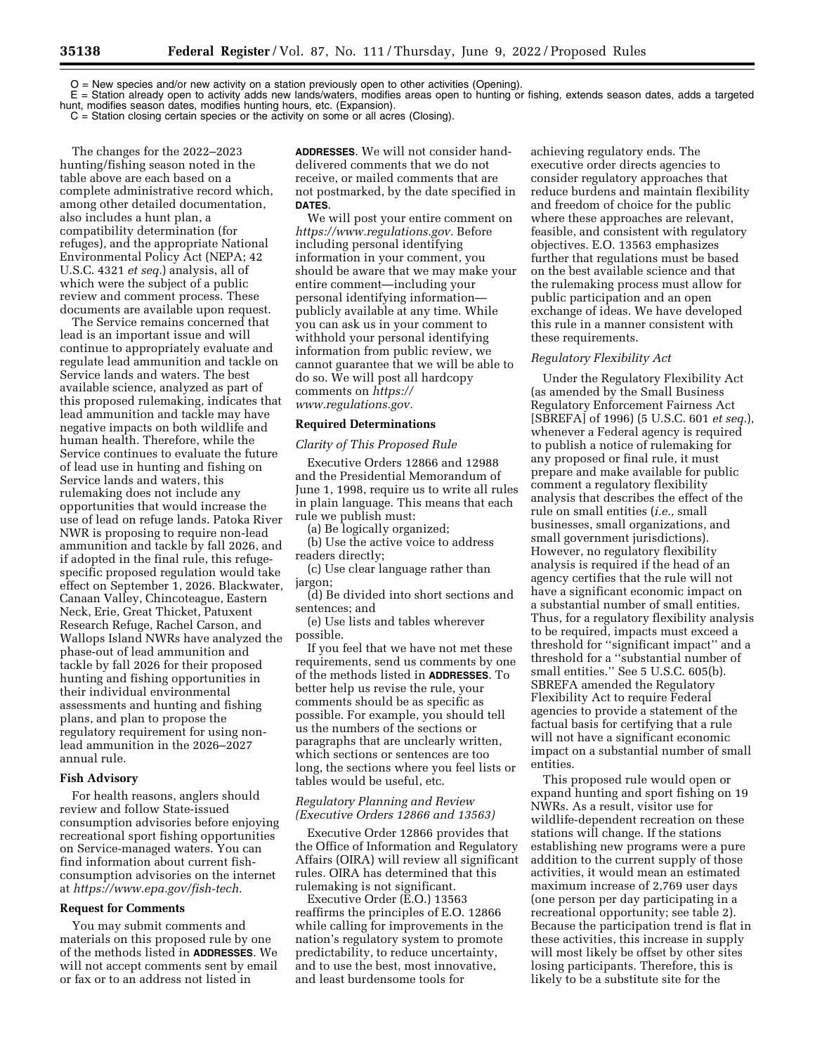O = New species and/or new activity on a station previously open to other activities (Opening).

E = Station already open to activity adds new lands/waters, modifies areas open to hunting or fishing, extends season dates, adds a targeted hunt, modifies season dates, modifies hunting hours, etc. (Expansion).

C = Station closing certain species or the activity on some or all acres (Closing).

The changes for the 2022–2023 hunting/fishing season noted in the table above are each based on a complete administrative record which, among other detailed documentation, also includes a hunt plan, a compatibility determination (for refuges), and the appropriate National Environmental Policy Act (NEPA; 42 U.S.C. 4321 *et seq.*) analysis, all of which were the subject of a public review and comment process. These documents are available upon request.

The Service remains concerned that lead is an important issue and will continue to appropriately evaluate and regulate lead ammunition and tackle on Service lands and waters. The best available science, analyzed as part of this proposed rulemaking, indicates that lead ammunition and tackle may have negative impacts on both wildlife and human health. Therefore, while the Service continues to evaluate the future of lead use in hunting and fishing on Service lands and waters, this rulemaking does not include any opportunities that would increase the use of lead on refuge lands. Patoka River NWR is proposing to require non-lead ammunition and tackle by fall 2026, and if adopted in the final rule, this refuge-specific proposed regulation would take effect on September 1, 2026. Blackwater, Canaan Valley, Chincoteague, Eastern Neck, Erie, Great Thicket, Patuxent Research Refuge, Rachel Carson, and Wallops Island NWRs have analyzed the phase-out of lead ammunition and tackle by fall 2026 for their proposed hunting and fishing opportunities in their individual environmental assessments and hunting and fishing plans, and plan to propose the regulatory requirement for using non-lead ammunition in the 2026–2027 annual rule.

## Fish Advisory

For health reasons, anglers should review and follow State-issued consumption advisories before enjoying recreational sport fishing opportunities on Service-managed waters. You can find information about current fish-consumption advisories on the internet at *https://www.epa.gov/fish-tech.*

## Request for Comments

You may submit comments and materials on this proposed rule by one of the methods listed in **ADDRESSES**. We will not accept comments sent by email or fax or to an address not listed in **ADDRESSES**. We will not consider hand-delivered comments that we do not receive, or mailed comments that are not postmarked, by the date specified in **DATES**.

We will post your entire comment on *https://www.regulations.gov.* Before including personal identifying information in your comment, you should be aware that we may make your entire comment—including your personal identifying information—publicly available at any time. While you can ask us in your comment to withhold your personal identifying information from public review, we cannot guarantee that we will be able to do so. We will post all hardcopy comments on *https://www.regulations.gov.*

## Required Determinations

### *Clarity of This Proposed Rule*

Executive Orders 12866 and 12988 and the Presidential Memorandum of June 1, 1998, require us to write all rules in plain language. This means that each rule we publish must:

(a) Be logically organized;

(b) Use the active voice to address readers directly;

(c) Use clear language rather than jargon;

(d) Be divided into short sections and sentences; and

(e) Use lists and tables wherever possible.

If you feel that we have not met these requirements, send us comments by one of the methods listed in **ADDRESSES**. To better help us revise the rule, your comments should be as specific as possible. For example, you should tell us the numbers of the sections or paragraphs that are unclearly written, which sections or sentences are too long, the sections where you feel lists or tables would be useful, etc.

### *Regulatory Planning and Review (Executive Orders 12866 and 13563)*

Executive Order 12866 provides that the Office of Information and Regulatory Affairs (OIRA) will review all significant rules. OIRA has determined that this rulemaking is not significant.

Executive Order (E.O.) 13563 reaffirms the principles of E.O. 12866 while calling for improvements in the nation's regulatory system to promote predictability, to reduce uncertainty, and to use the best, most innovative, and least burdensome tools for achieving regulatory ends. The executive order directs agencies to consider regulatory approaches that reduce burdens and maintain flexibility and freedom of choice for the public where these approaches are relevant, feasible, and consistent with regulatory objectives. E.O. 13563 emphasizes further that regulations must be based on the best available science and that the rulemaking process must allow for public participation and an open exchange of ideas. We have developed this rule in a manner consistent with these requirements.

### *Regulatory Flexibility Act*

Under the Regulatory Flexibility Act (as amended by the Small Business Regulatory Enforcement Fairness Act [SBREFA] of 1996) (5 U.S.C. 601 *et seq.*), whenever a Federal agency is required to publish a notice of rulemaking for any proposed or final rule, it must prepare and make available for public comment a regulatory flexibility analysis that describes the effect of the rule on small entities (*i.e.,* small businesses, small organizations, and small government jurisdictions). However, no regulatory flexibility analysis is required if the head of an agency certifies that the rule will not have a significant economic impact on a substantial number of small entities. Thus, for a regulatory flexibility analysis to be required, impacts must exceed a threshold for ''significant impact'' and a threshold for a ''substantial number of small entities.'' See 5 U.S.C. 605(b). SBREFA amended the Regulatory Flexibility Act to require Federal agencies to provide a statement of the factual basis for certifying that a rule will not have a significant economic impact on a substantial number of small entities.

This proposed rule would open or expand hunting and sport fishing on 19 NWRs. As a result, visitor use for wildlife-dependent recreation on these stations will change. If the stations establishing new programs were a pure addition to the current supply of those activities, it would mean an estimated maximum increase of 2,769 user days (one person per day participating in a recreational opportunity; see table 2). Because the participation trend is flat in these activities, this increase in supply will most likely be offset by other sites losing participants. Therefore, this is likely to be a substitute site for the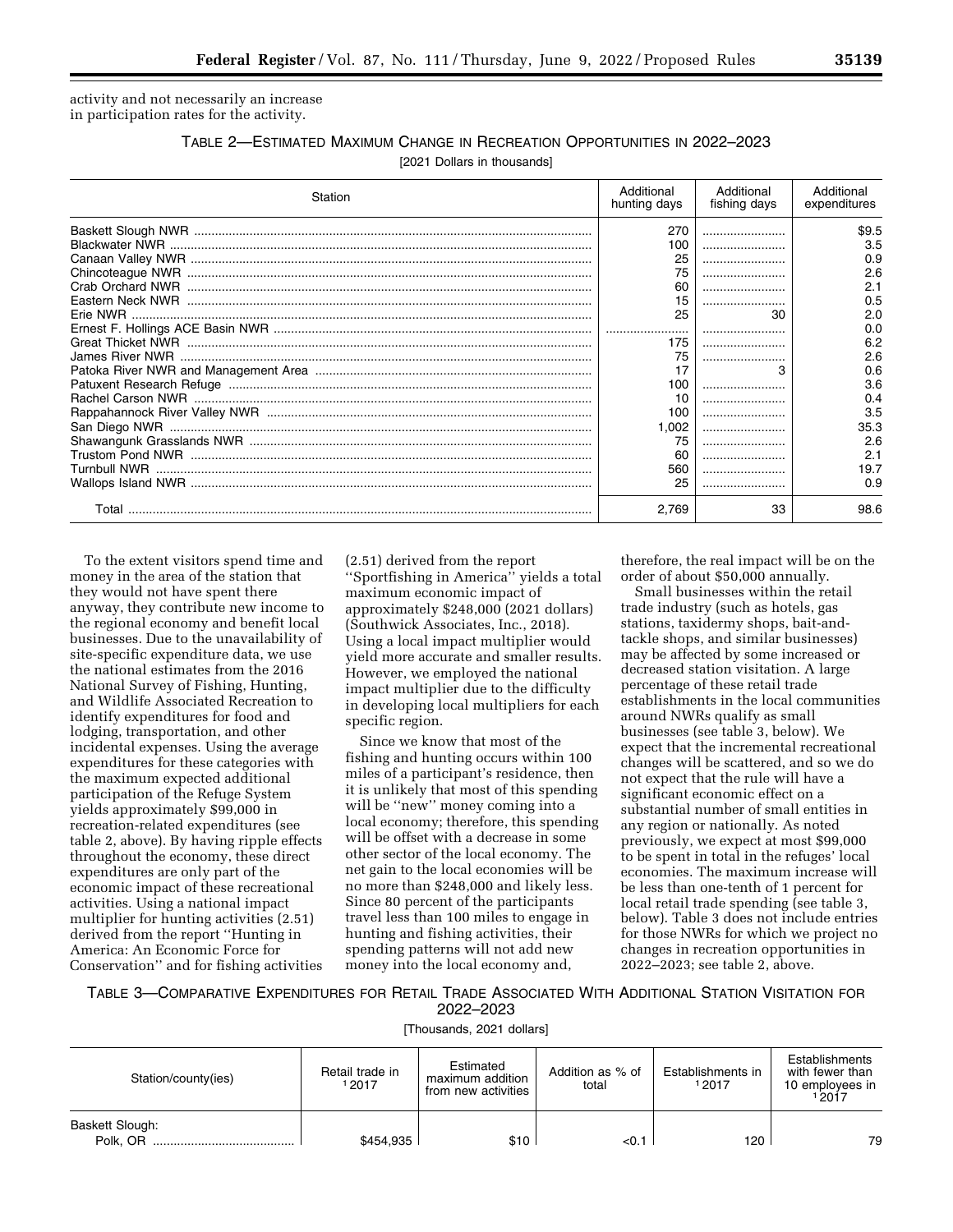activity and not necessarily an increase in participation rates for the activity.

TABLE 2—ESTIMATED MAXIMUM CHANGE IN RECREATION OPPORTUNITIES IN 2022–2023

[2021 Dollars in thousands]

| Station | Additional hunting days | Additional fishing days | Additional expenditures |
|---|---|---|---|
| Baskett Slough NWR | 270 | | $9.5 |
| Blackwater NWR | 100 | | 3.5 |
| Canaan Valley NWR | 25 | | 0.9 |
| Chincoteague NWR | 75 | | 2.6 |
| Crab Orchard NWR | 60 | | 2.1 |
| Eastern Neck NWR | 15 | | 0.5 |
| Erie NWR | 25 | 30 | 2.0 |
| Ernest F. Hollings ACE Basin NWR | | | 0.0 |
| Great Thicket NWR | 175 | | 6.2 |
| James River NWR | 75 | | 2.6 |
| Patoka River NWR and Management Area | 17 | 3 | 0.6 |
| Patuxent Research Refuge | 100 | | 3.6 |
| Rachel Carson NWR | 10 | | 0.4 |
| Rappahannock River Valley NWR | 100 | | 3.5 |
| San Diego NWR | 1,002 | | 35.3 |
| Shawangunk Grasslands NWR | 75 | | 2.6 |
| Trustom Pond NWR | 60 | | 2.1 |
| Turnbull NWR | 560 | | 19.7 |
| Wallops Island NWR | 25 | | 0.9 |
| Total | 2,769 | 33 | 98.6 |

To the extent visitors spend time and money in the area of the station that they would not have spent there anyway, they contribute new income to the regional economy and benefit local businesses. Due to the unavailability of site-specific expenditure data, we use the national estimates from the 2016 National Survey of Fishing, Hunting, and Wildlife Associated Recreation to identify expenditures for food and lodging, transportation, and other incidental expenses. Using the average expenditures for these categories with the maximum expected additional participation of the Refuge System yields approximately $99,000 in recreation-related expenditures (see table 2, above). By having ripple effects throughout the economy, these direct expenditures are only part of the economic impact of these recreational activities. Using a national impact multiplier for hunting activities (2.51) derived from the report ''Hunting in America: An Economic Force for Conservation'' and for fishing activities (2.51) derived from the report ''Sportfishing in America'' yields a total maximum economic impact of approximately $248,000 (2021 dollars) (Southwick Associates, Inc., 2018). Using a local impact multiplier would yield more accurate and smaller results. However, we employed the national impact multiplier due to the difficulty in developing local multipliers for each specific region.

Since we know that most of the fishing and hunting occurs within 100 miles of a participant's residence, then it is unlikely that most of this spending will be ''new'' money coming into a local economy; therefore, this spending will be offset with a decrease in some other sector of the local economy. The net gain to the local economies will be no more than $248,000 and likely less. Since 80 percent of the participants travel less than 100 miles to engage in hunting and fishing activities, their spending patterns will not add new money into the local economy and, therefore, the real impact will be on the order of about $50,000 annually.

Small businesses within the retail trade industry (such as hotels, gas stations, taxidermy shops, bait-and-tackle shops, and similar businesses) may be affected by some increased or decreased station visitation. A large percentage of these retail trade establishments in the local communities around NWRs qualify as small businesses (see table 3, below). We expect that the incremental recreational changes will be scattered, and so we do not expect that the rule will have a significant economic effect on a substantial number of small entities in any region or nationally. As noted previously, we expect at most $99,000 to be spent in total in the refuges' local economies. The maximum increase will be less than one-tenth of 1 percent for local retail trade spending (see table 3, below). Table 3 does not include entries for those NWRs for which we project no changes in recreation opportunities in 2022–2023; see table 2, above.

TABLE 3—COMPARATIVE EXPENDITURES FOR RETAIL TRADE ASSOCIATED WITH ADDITIONAL STATION VISITATION FOR 2022–2023

[Thousands, 2021 dollars]

| Station/county(ies) | Retail trade in [1] 2017 | Estimated maximum addition from new activities | Addition as % of total | Establishments in [1] 2017 | Establishments with fewer than 10 employees in [1] 2017 |
|---|---|---|---|---|---|
| Baskett Slough: | | | | | |
| Polk, OR | $454,935 | $10 | <0.1 | 120 | 79 |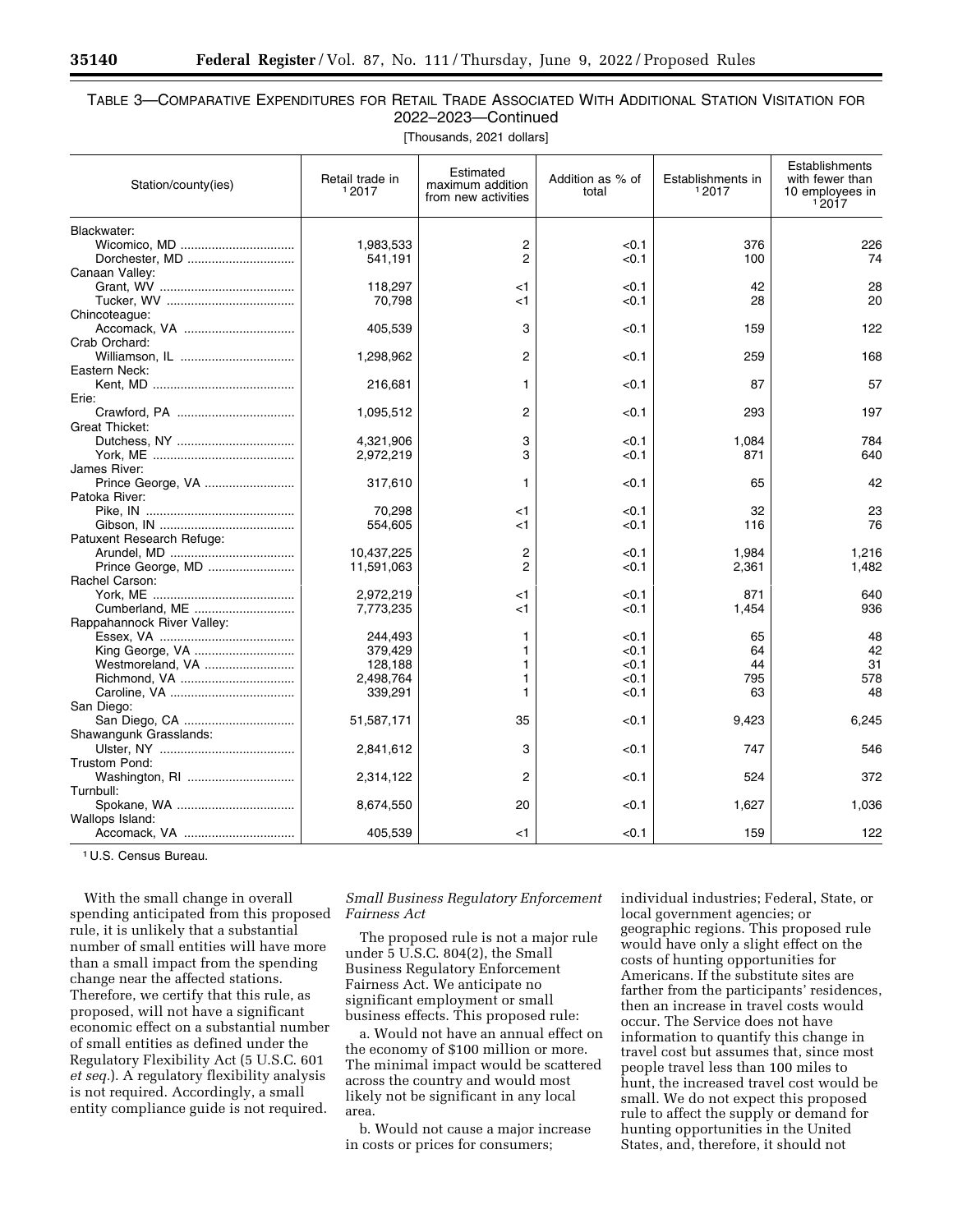TABLE 3—COMPARATIVE EXPENDITURES FOR RETAIL TRADE ASSOCIATED WITH ADDITIONAL STATION VISITATION FOR 2022–2023—Continued

[Thousands, 2021 dollars]

| Station/county(ies) | Retail trade in [1]2017 | Estimated maximum addition from new activities | Addition as % of total | Establishments in [1]2017 | Establishments with fewer than 10 employees in [1]2017 |
|---|---|---|---|---|---|
| Blackwater: | | | | | |
| Wicomico, MD | 1,983,533 | 2 | <0.1 | 376 | 226 |
| Dorchester, MD | 541,191 | 2 | <0.1 | 100 | 74 |
| Canaan Valley: | | | | | |
| Grant, WV | 118,297 | <1 | <0.1 | 42 | 28 |
| Tucker, WV | 70,798 | <1 | <0.1 | 28 | 20 |
| Chincoteague: | | | | | |
| Accomack, VA | 405,539 | 3 | <0.1 | 159 | 122 |
| Crab Orchard: | | | | | |
| Williamson, IL | 1,298,962 | 2 | <0.1 | 259 | 168 |
| Eastern Neck: | | | | | |
| Kent, MD | 216,681 | 1 | <0.1 | 87 | 57 |
| Erie: | | | | | |
| Crawford, PA | 1,095,512 | 2 | <0.1 | 293 | 197 |
| Great Thicket: | | | | | |
| Dutchess, NY | 4,321,906 | 3 | <0.1 | 1,084 | 784 |
| York, ME | 2,972,219 | 3 | <0.1 | 871 | 640 |
| James River: | | | | | |
| Prince George, VA | 317,610 | 1 | <0.1 | 65 | 42 |
| Patoka River: | | | | | |
| Pike, IN | 70,298 | <1 | <0.1 | 32 | 23 |
| Gibson, IN | 554,605 | <1 | <0.1 | 116 | 76 |
| Patuxent Research Refuge: | | | | | |
| Arundel, MD | 10,437,225 | 2 | <0.1 | 1,984 | 1,216 |
| Prince George, MD | 11,591,063 | 2 | <0.1 | 2,361 | 1,482 |
| Rachel Carson: | | | | | |
| York, ME | 2,972,219 | <1 | <0.1 | 871 | 640 |
| Cumberland, ME | 7,773,235 | <1 | <0.1 | 1,454 | 936 |
| Rappahannock River Valley: | | | | | |
| Essex, VA | 244,493 | 1 | <0.1 | 65 | 48 |
| King George, VA | 379,429 | 1 | <0.1 | 64 | 42 |
| Westmoreland, VA | 128,188 | 1 | <0.1 | 44 | 31 |
| Richmond, VA | 2,498,764 | 1 | <0.1 | 795 | 578 |
| Caroline, VA | 339,291 | 1 | <0.1 | 63 | 48 |
| San Diego: | | | | | |
| San Diego, CA | 51,587,171 | 35 | <0.1 | 9,423 | 6,245 |
| Shawangunk Grasslands: | | | | | |
| Ulster, NY | 2,841,612 | 3 | <0.1 | 747 | 546 |
| Trustom Pond: | | | | | |
| Washington, RI | 2,314,122 | 2 | <0.1 | 524 | 372 |
| Turnbull: | | | | | |
| Spokane, WA | 8,674,550 | 20 | <0.1 | 1,627 | 1,036 |
| Wallops Island: | | | | | |
| Accomack, VA | 405,539 | <1 | <0.1 | 159 | 122 |

[1] U.S. Census Bureau.

With the small change in overall spending anticipated from this proposed rule, it is unlikely that a substantial number of small entities will have more than a small impact from the spending change near the affected stations. Therefore, we certify that this rule, as proposed, will not have a significant economic effect on a substantial number of small entities as defined under the Regulatory Flexibility Act (5 U.S.C. 601 *et seq.*). A regulatory flexibility analysis is not required. Accordingly, a small entity compliance guide is not required.

*Small Business Regulatory Enforcement Fairness Act*

The proposed rule is not a major rule under 5 U.S.C. 804(2), the Small Business Regulatory Enforcement Fairness Act. We anticipate no significant employment or small business effects. This proposed rule:

a. Would not have an annual effect on the economy of $100 million or more. The minimal impact would be scattered across the country and would most likely not be significant in any local area.

b. Would not cause a major increase in costs or prices for consumers; individual industries; Federal, State, or local government agencies; or geographic regions. This proposed rule would have only a slight effect on the costs of hunting opportunities for Americans. If the substitute sites are farther from the participants' residences, then an increase in travel costs would occur. The Service does not have information to quantify this change in travel cost but assumes that, since most people travel less than 100 miles to hunt, the increased travel cost would be small. We do not expect this proposed rule to affect the supply or demand for hunting opportunities in the United States, and, therefore, it should not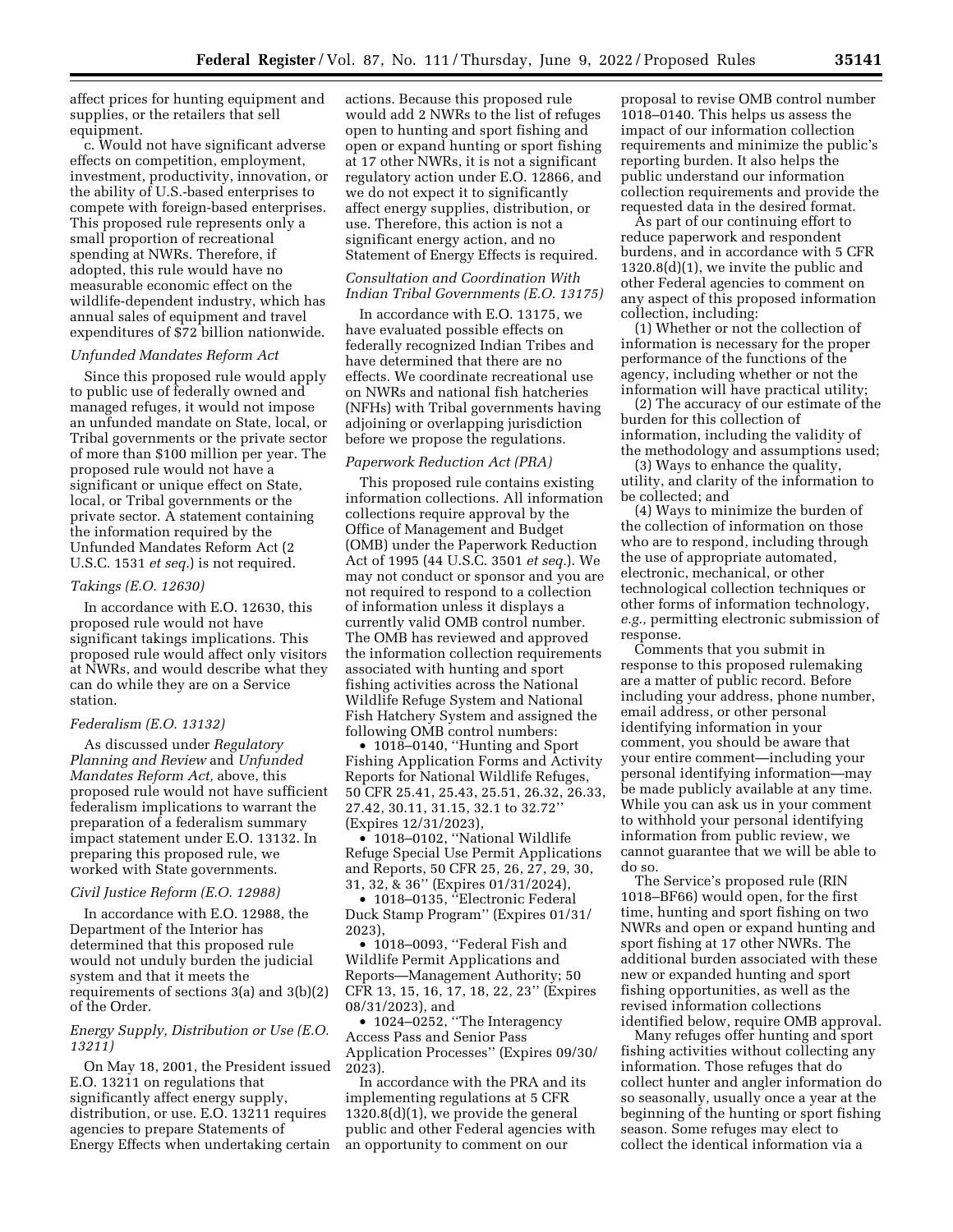affect prices for hunting equipment and supplies, or the retailers that sell equipment.

c. Would not have significant adverse effects on competition, employment, investment, productivity, innovation, or the ability of U.S.-based enterprises to compete with foreign-based enterprises. This proposed rule represents only a small proportion of recreational spending at NWRs. Therefore, if adopted, this rule would have no measurable economic effect on the wildlife-dependent industry, which has annual sales of equipment and travel expenditures of $72 billion nationwide.

### *Unfunded Mandates Reform Act*

Since this proposed rule would apply to public use of federally owned and managed refuges, it would not impose an unfunded mandate on State, local, or Tribal governments or the private sector of more than $100 million per year. The proposed rule would not have a significant or unique effect on State, local, or Tribal governments or the private sector. A statement containing the information required by the Unfunded Mandates Reform Act (2 U.S.C. 1531 *et seq.*) is not required.

### *Takings (E.O. 12630)*

In accordance with E.O. 12630, this proposed rule would not have significant takings implications. This proposed rule would affect only visitors at NWRs, and would describe what they can do while they are on a Service station.

### *Federalism (E.O. 13132)*

As discussed under *Regulatory Planning and Review* and *Unfunded Mandates Reform Act,* above, this proposed rule would not have sufficient federalism implications to warrant the preparation of a federalism summary impact statement under E.O. 13132. In preparing this proposed rule, we worked with State governments.

### *Civil Justice Reform (E.O. 12988)*

In accordance with E.O. 12988, the Department of the Interior has determined that this proposed rule would not unduly burden the judicial system and that it meets the requirements of sections 3(a) and 3(b)(2) of the Order.

### *Energy Supply, Distribution or Use (E.O. 13211)*

On May 18, 2001, the President issued E.O. 13211 on regulations that significantly affect energy supply, distribution, or use. E.O. 13211 requires agencies to prepare Statements of Energy Effects when undertaking certain actions. Because this proposed rule would add 2 NWRs to the list of refuges open to hunting and sport fishing and open or expand hunting or sport fishing at 17 other NWRs, it is not a significant regulatory action under E.O. 12866, and we do not expect it to significantly affect energy supplies, distribution, or use. Therefore, this action is not a significant energy action, and no Statement of Energy Effects is required.

### *Consultation and Coordination With Indian Tribal Governments (E.O. 13175)*

In accordance with E.O. 13175, we have evaluated possible effects on federally recognized Indian Tribes and have determined that there are no effects. We coordinate recreational use on NWRs and national fish hatcheries (NFHs) with Tribal governments having adjoining or overlapping jurisdiction before we propose the regulations.

### *Paperwork Reduction Act (PRA)*

This proposed rule contains existing information collections. All information collections require approval by the Office of Management and Budget (OMB) under the Paperwork Reduction Act of 1995 (44 U.S.C. 3501 *et seq.*). We may not conduct or sponsor and you are not required to respond to a collection of information unless it displays a currently valid OMB control number. The OMB has reviewed and approved the information collection requirements associated with hunting and sport fishing activities across the National Wildlife Refuge System and National Fish Hatchery System and assigned the following OMB control numbers:

- 1018–0140, "Hunting and Sport Fishing Application Forms and Activity Reports for National Wildlife Refuges, 50 CFR 25.41, 25.43, 25.51, 26.32, 26.33, 27.42, 30.11, 31.15, 32.1 to 32.72" (Expires 12/31/2023),
- 1018–0102, "National Wildlife Refuge Special Use Permit Applications and Reports, 50 CFR 25, 26, 27, 29, 30, 31, 32, & 36" (Expires 01/31/2024),
- 1018–0135, "Electronic Federal Duck Stamp Program" (Expires 01/31/2023),
- 1018–0093, "Federal Fish and Wildlife Permit Applications and Reports—Management Authority; 50 CFR 13, 15, 16, 17, 18, 22, 23" (Expires 08/31/2023), and
- 1024–0252, "The Interagency Access Pass and Senior Pass Application Processes" (Expires 09/30/2023).

In accordance with the PRA and its implementing regulations at 5 CFR 1320.8(d)(1), we provide the general public and other Federal agencies with an opportunity to comment on our proposal to revise OMB control number 1018–0140. This helps us assess the impact of our information collection requirements and minimize the public's reporting burden. It also helps the public understand our information collection requirements and provide the requested data in the desired format.

As part of our continuing effort to reduce paperwork and respondent burdens, and in accordance with 5 CFR 1320.8(d)(1), we invite the public and other Federal agencies to comment on any aspect of this proposed information collection, including:

(1) Whether or not the collection of information is necessary for the proper performance of the functions of the agency, including whether or not the information will have practical utility;

(2) The accuracy of our estimate of the burden for this collection of information, including the validity of the methodology and assumptions used;

(3) Ways to enhance the quality, utility, and clarity of the information to be collected; and

(4) Ways to minimize the burden of the collection of information on those who are to respond, including through the use of appropriate automated, electronic, mechanical, or other technological collection techniques or other forms of information technology, *e.g.,* permitting electronic submission of response.

Comments that you submit in response to this proposed rulemaking are a matter of public record. Before including your address, phone number, email address, or other personal identifying information in your comment, you should be aware that your entire comment—including your personal identifying information—may be made publicly available at any time. While you can ask us in your comment to withhold your personal identifying information from public review, we cannot guarantee that we will be able to do so.

The Service's proposed rule (RIN 1018–BF66) would open, for the first time, hunting and sport fishing on two NWRs and open or expand hunting and sport fishing at 17 other NWRs. The additional burden associated with these new or expanded hunting and sport fishing opportunities, as well as the revised information collections identified below, require OMB approval.

Many refuges offer hunting and sport fishing activities without collecting any information. Those refuges that do collect hunter and angler information do so seasonally, usually once a year at the beginning of the hunting or sport fishing season. Some refuges may elect to collect the identical information via a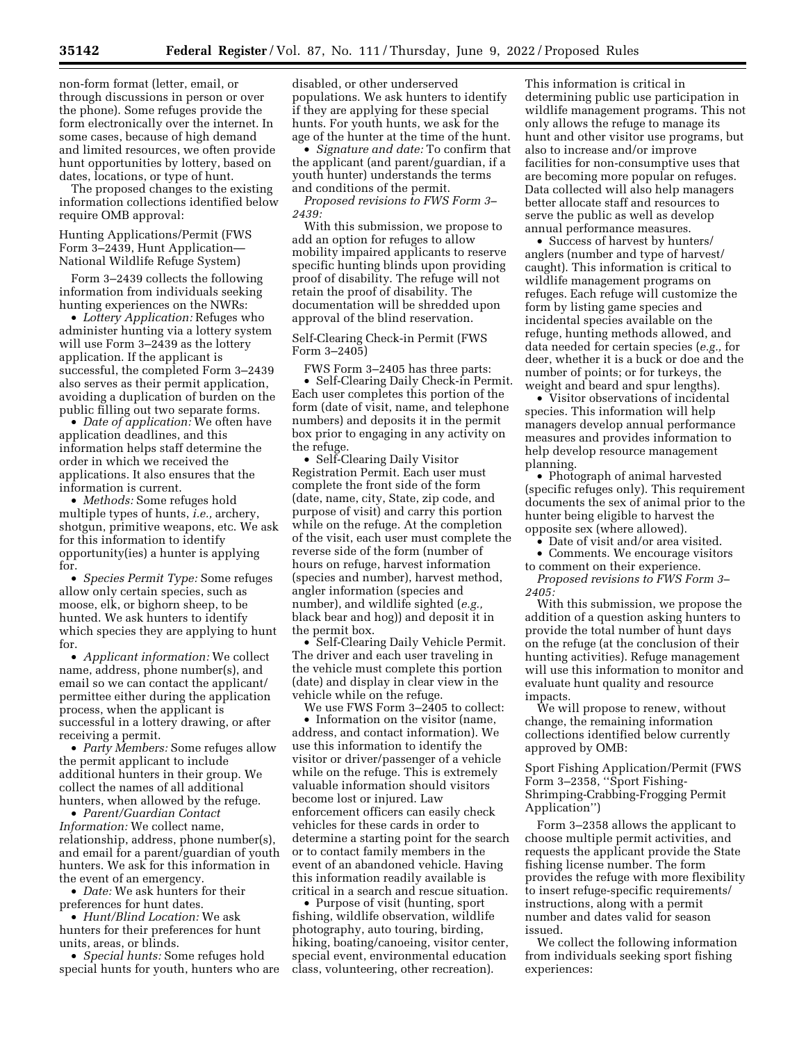non-form format (letter, email, or through discussions in person or over the phone). Some refuges provide the form electronically over the internet. In some cases, because of high demand and limited resources, we often provide hunt opportunities by lottery, based on dates, locations, or type of hunt.

The proposed changes to the existing information collections identified below require OMB approval:

Hunting Applications/Permit (FWS Form 3–2439, Hunt Application—National Wildlife Refuge System)

Form 3–2439 collects the following information from individuals seeking hunting experiences on the NWRs:

- *Lottery Application:* Refuges who administer hunting via a lottery system will use Form 3–2439 as the lottery application. If the applicant is successful, the completed Form 3–2439 also serves as their permit application, avoiding a duplication of burden on the public filling out two separate forms.
- *Date of application:* We often have application deadlines, and this information helps staff determine the order in which we received the applications. It also ensures that the information is current.
- *Methods:* Some refuges hold multiple types of hunts, *i.e.,* archery, shotgun, primitive weapons, etc. We ask for this information to identify opportunity(ies) a hunter is applying for.
- *Species Permit Type:* Some refuges allow only certain species, such as moose, elk, or bighorn sheep, to be hunted. We ask hunters to identify which species they are applying to hunt for.
- *Applicant information:* We collect name, address, phone number(s), and email so we can contact the applicant/permittee either during the application process, when the applicant is successful in a lottery drawing, or after receiving a permit.
- *Party Members:* Some refuges allow the permit applicant to include additional hunters in their group. We collect the names of all additional hunters, when allowed by the refuge.
- *Parent/Guardian Contact Information:* We collect name, relationship, address, phone number(s), and email for a parent/guardian of youth hunters. We ask for this information in the event of an emergency.
- *Date:* We ask hunters for their preferences for hunt dates.
- *Hunt/Blind Location:* We ask hunters for their preferences for hunt units, areas, or blinds.
- *Special hunts:* Some refuges hold special hunts for youth, hunters who are disabled, or other underserved populations. We ask hunters to identify if they are applying for these special hunts. For youth hunts, we ask for the age of the hunter at the time of the hunt.
- *Signature and date:* To confirm that the applicant (and parent/guardian, if a youth hunter) understands the terms and conditions of the permit.

*Proposed revisions to FWS Form 3–2439:*

With this submission, we propose to add an option for refuges to allow mobility impaired applicants to reserve specific hunting blinds upon providing proof of disability. The refuge will not retain the proof of disability. The documentation will be shredded upon approval of the blind reservation.

Self-Clearing Check-in Permit (FWS Form 3–2405)

FWS Form 3–2405 has three parts:

- Self-Clearing Daily Check-in Permit. Each user completes this portion of the form (date of visit, name, and telephone numbers) and deposits it in the permit box prior to engaging in any activity on the refuge.
- Self-Clearing Daily Visitor Registration Permit. Each user must complete the front side of the form (date, name, city, State, zip code, and purpose of visit) and carry this portion while on the refuge. At the completion of the visit, each user must complete the reverse side of the form (number of hours on refuge, harvest information (species and number), harvest method, angler information (species and number), and wildlife sighted (*e.g.,* black bear and hog)) and deposit it in the permit box.
- Self-Clearing Daily Vehicle Permit. The driver and each user traveling in the vehicle must complete this portion (date) and display in clear view in the vehicle while on the refuge.

We use FWS Form 3–2405 to collect:

- Information on the visitor (name, address, and contact information). We use this information to identify the visitor or driver/passenger of a vehicle while on the refuge. This is extremely valuable information should visitors become lost or injured. Law enforcement officers can easily check vehicles for these cards in order to determine a starting point for the search or to contact family members in the event of an abandoned vehicle. Having this information readily available is critical in a search and rescue situation.
- Purpose of visit (hunting, sport fishing, wildlife observation, wildlife photography, auto touring, birding, hiking, boating/canoeing, visitor center, special event, environmental education class, volunteering, other recreation). This information is critical in determining public use participation in wildlife management programs. This not only allows the refuge to manage its hunt and other visitor use programs, but also to increase and/or improve facilities for non-consumptive uses that are becoming more popular on refuges. Data collected will also help managers better allocate staff and resources to serve the public as well as develop annual performance measures.
- Success of harvest by hunters/anglers (number and type of harvest/caught). This information is critical to wildlife management programs on refuges. Each refuge will customize the form by listing game species and incidental species available on the refuge, hunting methods allowed, and data needed for certain species (*e.g.,* for deer, whether it is a buck or doe and the number of points; or for turkeys, the weight and beard and spur lengths).
- Visitor observations of incidental species. This information will help managers develop annual performance measures and provides information to help develop resource management planning.
- Photograph of animal harvested (specific refuges only). This requirement documents the sex of animal prior to the hunter being eligible to harvest the opposite sex (where allowed).
- Date of visit and/or area visited.
- Comments. We encourage visitors to comment on their experience.

*Proposed revisions to FWS Form 3–2405:*

With this submission, we propose the addition of a question asking hunters to provide the total number of hunt days on the refuge (at the conclusion of their hunting activities). Refuge management will use this information to monitor and evaluate hunt quality and resource impacts.

We will propose to renew, without change, the remaining information collections identified below currently approved by OMB:

Sport Fishing Application/Permit (FWS Form 3–2358, ''Sport Fishing-Shrimping-Crabbing-Frogging Permit Application'')

Form 3–2358 allows the applicant to choose multiple permit activities, and requests the applicant provide the State fishing license number. The form provides the refuge with more flexibility to insert refuge-specific requirements/instructions, along with a permit number and dates valid for season issued.

We collect the following information from individuals seeking sport fishing experiences: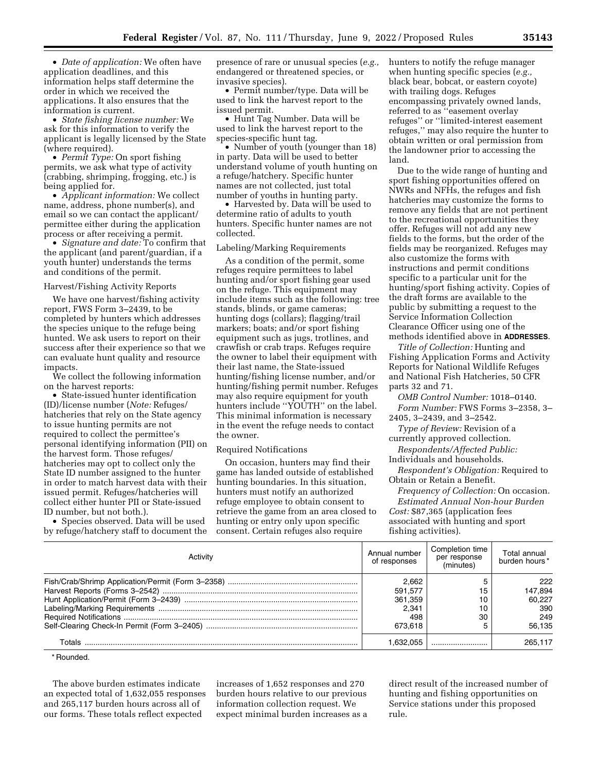• *Date of application:* We often have application deadlines, and this information helps staff determine the order in which we received the applications. It also ensures that the information is current.

• *State fishing license number:* We ask for this information to verify the applicant is legally licensed by the State (where required).

• *Permit Type:* On sport fishing permits, we ask what type of activity (crabbing, shrimping, frogging, etc.) is being applied for.

• *Applicant information:* We collect name, address, phone number(s), and email so we can contact the applicant/permittee either during the application process or after receiving a permit.

• *Signature and date:* To confirm that the applicant (and parent/guardian, if a youth hunter) understands the terms and conditions of the permit.

Harvest/Fishing Activity Reports

We have one harvest/fishing activity report, FWS Form 3–2439, to be completed by hunters which addresses the species unique to the refuge being hunted. We ask users to report on their success after their experience so that we can evaluate hunt quality and resource impacts.

We collect the following information on the harvest reports:

• State-issued hunter identification (ID)/license number (*Note:* Refuges/hatcheries that rely on the State agency to issue hunting permits are not required to collect the permittee's personal identifying information (PII) on the harvest form. Those refuges/hatcheries may opt to collect only the State ID number assigned to the hunter in order to match harvest data with their issued permit. Refuges/hatcheries will collect either hunter PII or State-issued ID number, but not both.).

• Species observed. Data will be used by refuge/hatchery staff to document the presence of rare or unusual species (*e.g.,* endangered or threatened species, or invasive species).

• Permit number/type. Data will be used to link the harvest report to the issued permit.

• Hunt Tag Number. Data will be used to link the harvest report to the species-specific hunt tag.

• Number of youth (younger than 18) in party. Data will be used to better understand volume of youth hunting on a refuge/hatchery. Specific hunter names are not collected, just total number of youths in hunting party.

• Harvested by. Data will be used to determine ratio of adults to youth hunters. Specific hunter names are not collected.

Labeling/Marking Requirements

As a condition of the permit, some refuges require permittees to label hunting and/or sport fishing gear used on the refuge. This equipment may include items such as the following: tree stands, blinds, or game cameras; hunting dogs (collars); flagging/trail markers; boats; and/or sport fishing equipment such as jugs, trotlines, and crawfish or crab traps. Refuges require the owner to label their equipment with their last name, the State-issued hunting/fishing license number, and/or hunting/fishing permit number. Refuges may also require equipment for youth hunters include ''YOUTH'' on the label. This minimal information is necessary in the event the refuge needs to contact the owner.

Required Notifications

On occasion, hunters may find their game has landed outside of established hunting boundaries. In this situation, hunters must notify an authorized refuge employee to obtain consent to retrieve the game from an area closed to hunting or entry only upon specific consent. Certain refuges also require hunters to notify the refuge manager when hunting specific species (*e.g.,* black bear, bobcat, or eastern coyote) with trailing dogs. Refuges encompassing privately owned lands, referred to as ''easement overlay refuges'' or ''limited-interest easement refuges,'' may also require the hunter to obtain written or oral permission from the landowner prior to accessing the land.

Due to the wide range of hunting and sport fishing opportunities offered on NWRs and NFHs, the refuges and fish hatcheries may customize the forms to remove any fields that are not pertinent to the recreational opportunities they offer. Refuges will not add any new fields to the forms, but the order of the fields may be reorganized. Refuges may also customize the forms with instructions and permit conditions specific to a particular unit for the hunting/sport fishing activity. Copies of the draft forms are available to the public by submitting a request to the Service Information Collection Clearance Officer using one of the methods identified above in **ADDRESSES**.

*Title of Collection:* Hunting and Fishing Application Forms and Activity Reports for National Wildlife Refuges and National Fish Hatcheries, 50 CFR parts 32 and 71.

*OMB Control Number:* 1018–0140.

*Form Number:* FWS Forms 3–2358, 3–2405, 3–2439, and 3–2542.

*Type of Review:* Revision of a currently approved collection.

*Respondents/Affected Public:* Individuals and households.

*Respondent's Obligation:* Required to Obtain or Retain a Benefit.

*Frequency of Collection:* On occasion.

*Estimated Annual Non-hour Burden Cost:* $87,365 (application fees associated with hunting and sport fishing activities).

| Activity | Annual number of responses | Completion time per response (minutes) | Total annual burden hours* |
|---|---|---|---|
| Fish/Crab/Shrimp Application/Permit (Form 3–2358) | 2,662 | 5 | 222 |
| Harvest Reports (Forms 3–2542) | 591,577 | 15 | 147,894 |
| Hunt Application/Permit (Form 3–2439) | 361,359 | 10 | 60,227 |
| Labeling/Marking Requirements | 2,341 | 10 | 390 |
| Required Notifications | 498 | 30 | 249 |
| Self-Clearing Check-In Permit (Form 3–2405) | 673,618 | 5 | 56,135 |
| Totals | 1,632,055 | | 265,117 |

* Rounded.

The above burden estimates indicate an expected total of 1,632,055 responses and 265,117 burden hours across all of our forms. These totals reflect expected increases of 1,652 responses and 270 burden hours relative to our previous information collection request. We expect minimal burden increases as a direct result of the increased number of hunting and fishing opportunities on Service stations under this proposed rule.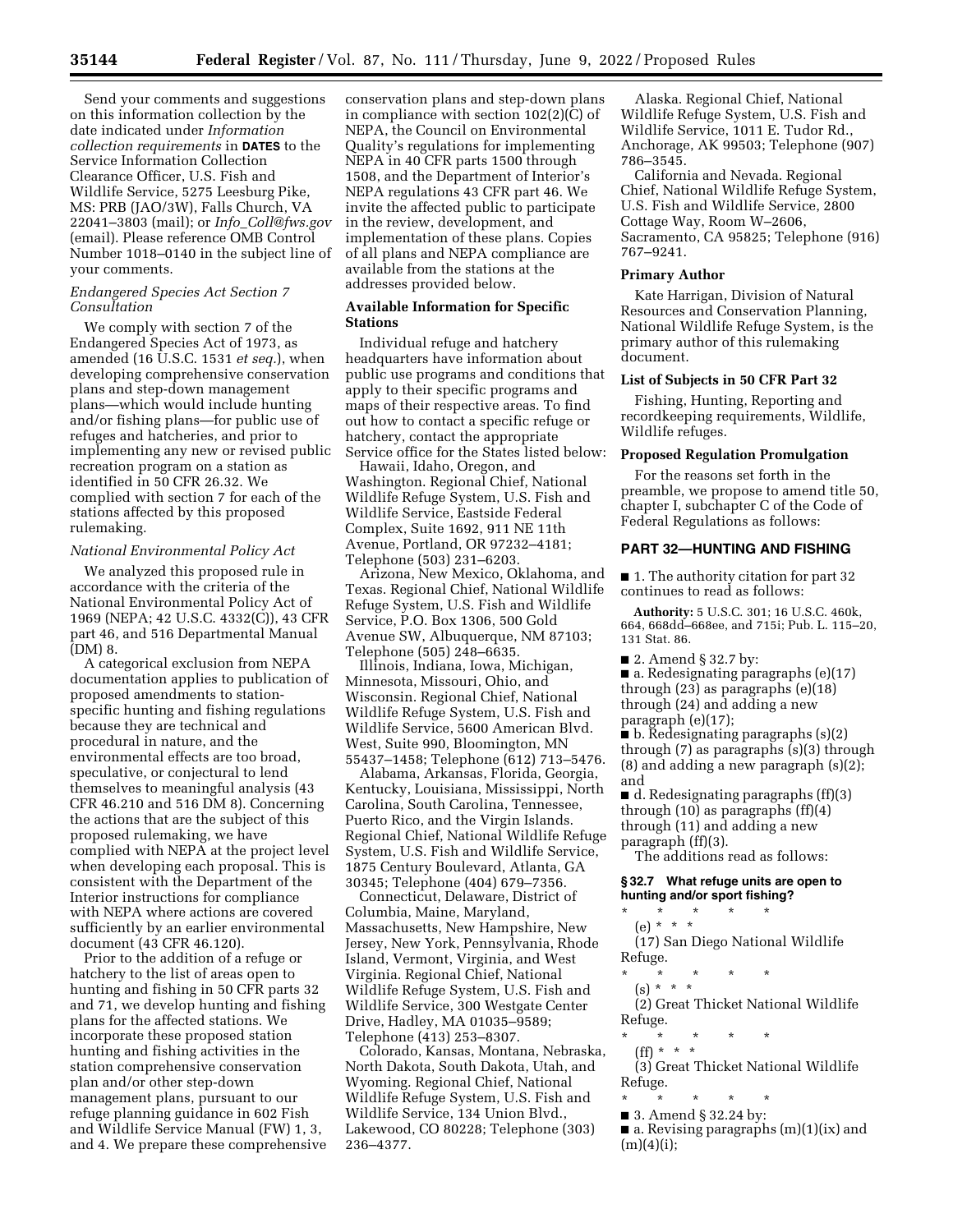Send your comments and suggestions on this information collection by the date indicated under *Information collection requirements* in **DATES** to the Service Information Collection Clearance Officer, U.S. Fish and Wildlife Service, 5275 Leesburg Pike, MS: PRB (JAO/3W), Falls Church, VA 22041–3803 (mail); or *Info_Coll@fws.gov* (email). Please reference OMB Control Number 1018–0140 in the subject line of your comments.

*Endangered Species Act Section 7 Consultation*

We comply with section 7 of the Endangered Species Act of 1973, as amended (16 U.S.C. 1531 *et seq.*), when developing comprehensive conservation plans and step-down management plans—which would include hunting and/or fishing plans—for public use of refuges and hatcheries, and prior to implementing any new or revised public recreation program on a station as identified in 50 CFR 26.32. We complied with section 7 for each of the stations affected by this proposed rulemaking.

*National Environmental Policy Act*

We analyzed this proposed rule in accordance with the criteria of the National Environmental Policy Act of 1969 (NEPA; 42 U.S.C. 4332(C)), 43 CFR part 46, and 516 Departmental Manual (DM) 8.

A categorical exclusion from NEPA documentation applies to publication of proposed amendments to station-specific hunting and fishing regulations because they are technical and procedural in nature, and the environmental effects are too broad, speculative, or conjectural to lend themselves to meaningful analysis (43 CFR 46.210 and 516 DM 8). Concerning the actions that are the subject of this proposed rulemaking, we have complied with NEPA at the project level when developing each proposal. This is consistent with the Department of the Interior instructions for compliance with NEPA where actions are covered sufficiently by an earlier environmental document (43 CFR 46.120).

Prior to the addition of a refuge or hatchery to the list of areas open to hunting and fishing in 50 CFR parts 32 and 71, we develop hunting and fishing plans for the affected stations. We incorporate these proposed station hunting and fishing activities in the station comprehensive conservation plan and/or other step-down management plans, pursuant to our refuge planning guidance in 602 Fish and Wildlife Service Manual (FW) 1, 3, and 4. We prepare these comprehensive conservation plans and step-down plans in compliance with section 102(2)(C) of NEPA, the Council on Environmental Quality's regulations for implementing NEPA in 40 CFR parts 1500 through 1508, and the Department of Interior's NEPA regulations 43 CFR part 46. We invite the affected public to participate in the review, development, and implementation of these plans. Copies of all plans and NEPA compliance are available from the stations at the addresses provided below.

**Available Information for Specific Stations**

Individual refuge and hatchery headquarters have information about public use programs and conditions that apply to their specific programs and maps of their respective areas. To find out how to contact a specific refuge or hatchery, contact the appropriate Service office for the States listed below:

Hawaii, Idaho, Oregon, and Washington. Regional Chief, National Wildlife Refuge System, U.S. Fish and Wildlife Service, Eastside Federal Complex, Suite 1692, 911 NE 11th Avenue, Portland, OR 97232–4181; Telephone (503) 231–6203.

Arizona, New Mexico, Oklahoma, and Texas. Regional Chief, National Wildlife Refuge System, U.S. Fish and Wildlife Service, P.O. Box 1306, 500 Gold Avenue SW, Albuquerque, NM 87103; Telephone (505) 248–6635.

Illinois, Indiana, Iowa, Michigan, Minnesota, Missouri, Ohio, and Wisconsin. Regional Chief, National Wildlife Refuge System, U.S. Fish and Wildlife Service, 5600 American Blvd. West, Suite 990, Bloomington, MN 55437–1458; Telephone (612) 713–5476.

Alabama, Arkansas, Florida, Georgia, Kentucky, Louisiana, Mississippi, North Carolina, South Carolina, Tennessee, Puerto Rico, and the Virgin Islands. Regional Chief, National Wildlife Refuge System, U.S. Fish and Wildlife Service, 1875 Century Boulevard, Atlanta, GA 30345; Telephone (404) 679–7356.

Connecticut, Delaware, District of Columbia, Maine, Maryland, Massachusetts, New Hampshire, New Jersey, New York, Pennsylvania, Rhode Island, Vermont, Virginia, and West Virginia. Regional Chief, National Wildlife Refuge System, U.S. Fish and Wildlife Service, 300 Westgate Center Drive, Hadley, MA 01035–9589; Telephone (413) 253–8307.

Colorado, Kansas, Montana, Nebraska, North Dakota, South Dakota, Utah, and Wyoming. Regional Chief, National Wildlife Refuge System, U.S. Fish and Wildlife Service, 134 Union Blvd., Lakewood, CO 80228; Telephone (303) 236–4377.

Alaska. Regional Chief, National Wildlife Refuge System, U.S. Fish and Wildlife Service, 1011 E. Tudor Rd., Anchorage, AK 99503; Telephone (907) 786–3545.

California and Nevada. Regional Chief, National Wildlife Refuge System, U.S. Fish and Wildlife Service, 2800 Cottage Way, Room W–2606, Sacramento, CA 95825; Telephone (916) 767–9241.

**Primary Author**

Kate Harrigan, Division of Natural Resources and Conservation Planning, National Wildlife Refuge System, is the primary author of this rulemaking document.

**List of Subjects in 50 CFR Part 32**

Fishing, Hunting, Reporting and recordkeeping requirements, Wildlife, Wildlife refuges.

**Proposed Regulation Promulgation**

For the reasons set forth in the preamble, we propose to amend title 50, chapter I, subchapter C of the Code of Federal Regulations as follows:

## PART 32—HUNTING AND FISHING

■ 1. The authority citation for part 32 continues to read as follows:

**Authority:** 5 U.S.C. 301; 16 U.S.C. 460k, 664, 668dd–668ee, and 715i; Pub. L. 115–20, 131 Stat. 86.

■ 2. Amend § 32.7 by:

■ a. Redesignating paragraphs (e)(17) through (23) as paragraphs (e)(18) through (24) and adding a new paragraph (e)(17);

■ b. Redesignating paragraphs (s)(2) through (7) as paragraphs (s)(3) through (8) and adding a new paragraph (s)(2); and

■ d. Redesignating paragraphs (ff)(3) through (10) as paragraphs (ff)(4) through (11) and adding a new paragraph (ff)(3).

The additions read as follows:

**§ 32.7 What refuge units are open to hunting and/or sport fishing?**

\* \* \* \* \*

(e) \* \* \*

(17) San Diego National Wildlife Refuge.

\* \* \* \* \*

(s) \* \* \*

(2) Great Thicket National Wildlife Refuge.

\* \* \* \* \*

(ff) \* \* \*

(3) Great Thicket National Wildlife Refuge.

\* \* \* \* \*

■ 3. Amend § 32.24 by:

■ a. Revising paragraphs (m)(1)(ix) and (m)(4)(i);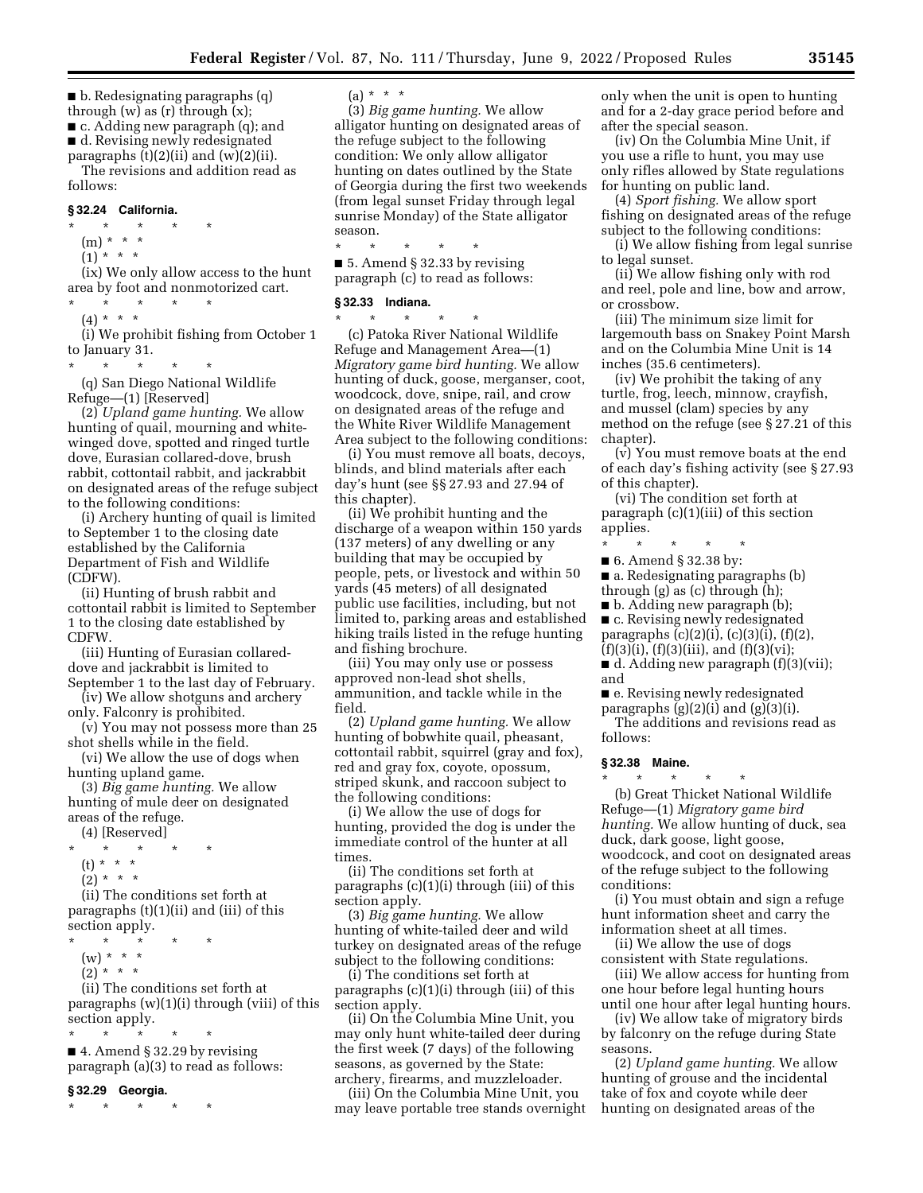■ b. Redesignating paragraphs (q) through (w) as (r) through (x);

■ c. Adding new paragraph (q); and

■ d. Revising newly redesignated paragraphs (t)(2)(ii) and (w)(2)(ii).

The revisions and addition read as follows:

**§ 32.24 California.**

\* \* \* \* \*

(m) \* \* \*

(1) \* \* \*

(ix) We only allow access to the hunt area by foot and nonmotorized cart.

\* \* \* \* \*

(4) \* \* \*

(i) We prohibit fishing from October 1 to January 31.

\* \* \* \* \*

(q) San Diego National Wildlife Refuge—(1) [Reserved]

(2) *Upland game hunting.* We allow hunting of quail, mourning and white-winged dove, spotted and ringed turtle dove, Eurasian collared-dove, brush rabbit, cottontail rabbit, and jackrabbit on designated areas of the refuge subject to the following conditions:

(i) Archery hunting of quail is limited to September 1 to the closing date established by the California Department of Fish and Wildlife (CDFW).

(ii) Hunting of brush rabbit and cottontail rabbit is limited to September 1 to the closing date established by CDFW.

(iii) Hunting of Eurasian collared-dove and jackrabbit is limited to September 1 to the last day of February.

(iv) We allow shotguns and archery only. Falconry is prohibited.

(v) You may not possess more than 25 shot shells while in the field.

(vi) We allow the use of dogs when hunting upland game.

(3) *Big game hunting.* We allow hunting of mule deer on designated areas of the refuge.

(4) [Reserved]

\* \* \* \* \*

(t) \* \* \*

(2) \* \* \*

(ii) The conditions set forth at paragraphs (t)(1)(ii) and (iii) of this section apply.

\* \* \* \* \*

(w) \* \* \*

(2) \* \* \*

(ii) The conditions set forth at paragraphs (w)(1)(i) through (viii) of this section apply.

\* \* \* \* \*

■ 4. Amend § 32.29 by revising paragraph (a)(3) to read as follows:

**§ 32.29 Georgia.**

\* \* \* \* \*

(a) \* \* \*

(3) *Big game hunting.* We allow alligator hunting on designated areas of the refuge subject to the following condition: We only allow alligator hunting on dates outlined by the State of Georgia during the first two weekends (from legal sunset Friday through legal sunrise Monday) of the State alligator season.

\* \* \* \* \*

■ 5. Amend § 32.33 by revising paragraph (c) to read as follows:

**§ 32.33 Indiana.**

\* \* \* \* \*

(c) Patoka River National Wildlife Refuge and Management Area—(1) *Migratory game bird hunting.* We allow hunting of duck, goose, merganser, coot, woodcock, dove, snipe, rail, and crow on designated areas of the refuge and the White River Wildlife Management Area subject to the following conditions:

(i) You must remove all boats, decoys, blinds, and blind materials after each day's hunt (see §§ 27.93 and 27.94 of this chapter).

(ii) We prohibit hunting and the discharge of a weapon within 150 yards (137 meters) of any dwelling or any building that may be occupied by people, pets, or livestock and within 50 yards (45 meters) of all designated public use facilities, including, but not limited to, parking areas and established hiking trails listed in the refuge hunting and fishing brochure.

(iii) You may only use or possess approved non-lead shot shells, ammunition, and tackle while in the field.

(2) *Upland game hunting.* We allow hunting of bobwhite quail, pheasant, cottontail rabbit, squirrel (gray and fox), red and gray fox, coyote, opossum, striped skunk, and raccoon subject to the following conditions:

(i) We allow the use of dogs for hunting, provided the dog is under the immediate control of the hunter at all times.

(ii) The conditions set forth at paragraphs (c)(1)(i) through (iii) of this section apply.

(3) *Big game hunting.* We allow hunting of white-tailed deer and wild turkey on designated areas of the refuge subject to the following conditions:

(i) The conditions set forth at paragraphs (c)(1)(i) through (iii) of this section apply.

(ii) On the Columbia Mine Unit, you may only hunt white-tailed deer during the first week (7 days) of the following seasons, as governed by the State: archery, firearms, and muzzleloader.

(iii) On the Columbia Mine Unit, you may leave portable tree stands overnight only when the unit is open to hunting and for a 2-day grace period before and after the special season.

(iv) On the Columbia Mine Unit, if you use a rifle to hunt, you may use only rifles allowed by State regulations for hunting on public land.

(4) *Sport fishing.* We allow sport fishing on designated areas of the refuge subject to the following conditions:

(i) We allow fishing from legal sunrise to legal sunset.

(ii) We allow fishing only with rod and reel, pole and line, bow and arrow, or crossbow.

(iii) The minimum size limit for largemouth bass on Snakey Point Marsh and on the Columbia Mine Unit is 14 inches (35.6 centimeters).

(iv) We prohibit the taking of any turtle, frog, leech, minnow, crayfish, and mussel (clam) species by any method on the refuge (see § 27.21 of this chapter).

(v) You must remove boats at the end of each day's fishing activity (see § 27.93 of this chapter).

(vi) The condition set forth at paragraph (c)(1)(iii) of this section applies.

\* \* \* \* \*

■ 6. Amend § 32.38 by:

■ a. Redesignating paragraphs (b) through (g) as (c) through (h);

■ b. Adding new paragraph (b);

■ c. Revising newly redesignated paragraphs (c)(2)(i), (c)(3)(i), (f)(2), (f)(3)(i), (f)(3)(iii), and (f)(3)(vi);

■ d. Adding new paragraph (f)(3)(vii); and

■ e. Revising newly redesignated paragraphs (g)(2)(i) and (g)(3)(i).

The additions and revisions read as follows:

**§ 32.38 Maine.**

\* \* \* \* \*

(b) Great Thicket National Wildlife Refuge—(1) *Migratory game bird hunting.* We allow hunting of duck, sea duck, dark goose, light goose, woodcock, and coot on designated areas of the refuge subject to the following conditions:

(i) You must obtain and sign a refuge hunt information sheet and carry the information sheet at all times.

(ii) We allow the use of dogs consistent with State regulations.

(iii) We allow access for hunting from one hour before legal hunting hours until one hour after legal hunting hours.

(iv) We allow take of migratory birds by falconry on the refuge during State seasons.

(2) *Upland game hunting.* We allow hunting of grouse and the incidental take of fox and coyote while deer hunting on designated areas of the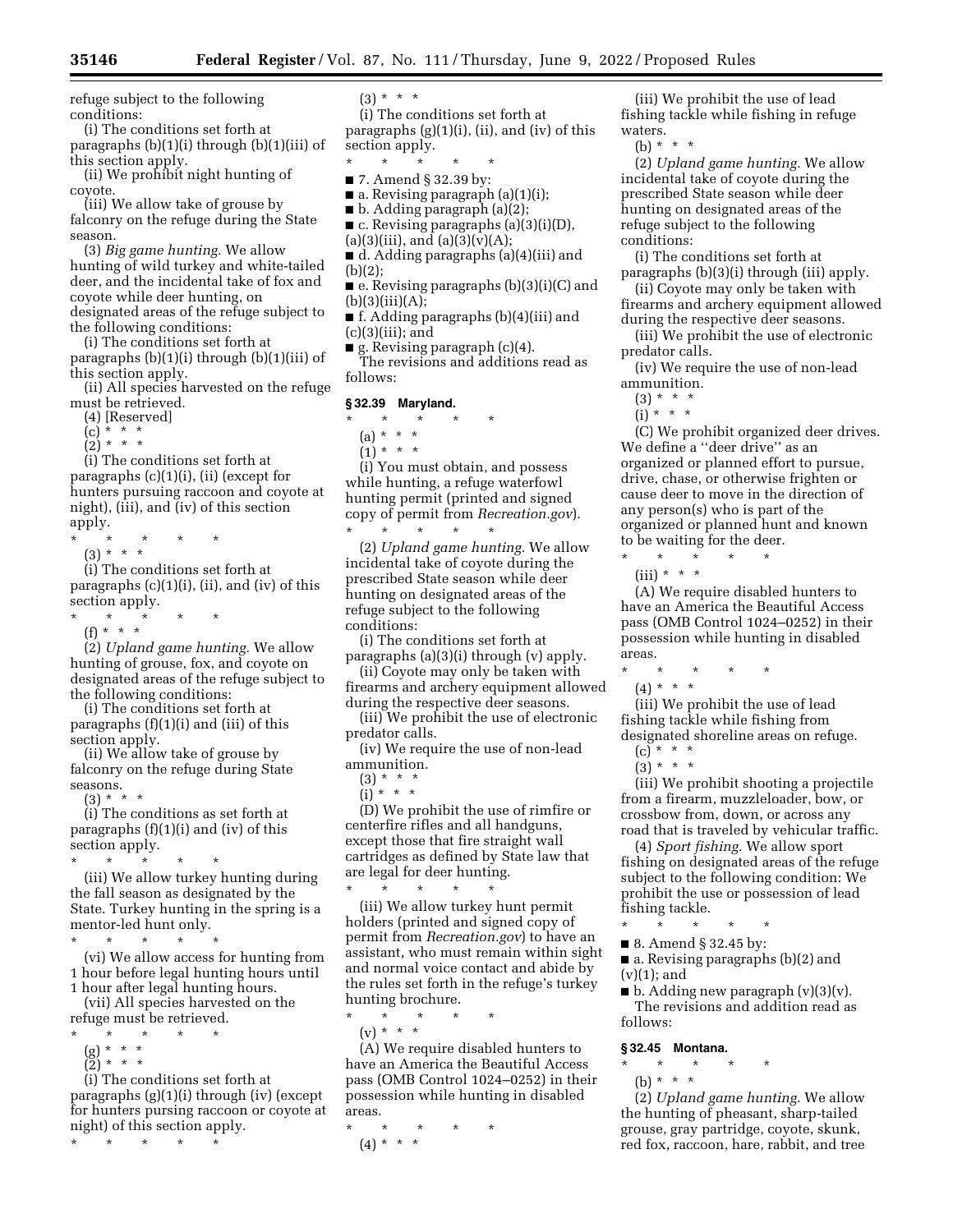refuge subject to the following conditions:

(i) The conditions set forth at paragraphs (b)(1)(i) through (b)(1)(iii) of this section apply.

(ii) We prohibit night hunting of coyote.

(iii) We allow take of grouse by falconry on the refuge during the State season.

(3) *Big game hunting.* We allow hunting of wild turkey and white-tailed deer, and the incidental take of fox and coyote while deer hunting, on designated areas of the refuge subject to the following conditions:

(i) The conditions set forth at paragraphs (b)(1)(i) through (b)(1)(iii) of this section apply.

(ii) All species harvested on the refuge must be retrieved.

(4) [Reserved]

(c) * * *

(2) * * *

(i) The conditions set forth at paragraphs (c)(1)(i), (ii) (except for hunters pursuing raccoon and coyote at night), (iii), and (iv) of this section apply.

\* \* \* \* \*

(3) * * *

(i) The conditions set forth at paragraphs (c)(1)(i), (ii), and (iv) of this section apply.

\* \* \* \* \*

(f) * * *

(2) *Upland game hunting.* We allow hunting of grouse, fox, and coyote on designated areas of the refuge subject to the following conditions:

(i) The conditions set forth at paragraphs (f)(1)(i) and (iii) of this section apply.

(ii) We allow take of grouse by falconry on the refuge during State seasons.

(3) * * *

(i) The conditions as set forth at paragraphs (f)(1)(i) and (iv) of this section apply.

\* \* \* \* \*

(iii) We allow turkey hunting during the fall season as designated by the State. Turkey hunting in the spring is a mentor-led hunt only.

\* \* \* \* \*

(vi) We allow access for hunting from 1 hour before legal hunting hours until 1 hour after legal hunting hours.

(vii) All species harvested on the refuge must be retrieved.

\* \* \* \* \*

(g) * * *

(2) * * *

(i) The conditions set forth at paragraphs (g)(1)(i) through (iv) (except for hunters pursing raccoon or coyote at night) of this section apply.

\* \* \* \* \*

(3) * * *

(i) The conditions set forth at paragraphs (g)(1)(i), (ii), and (iv) of this section apply.

\* \* \* \* \*

■ 7. Amend § 32.39 by:

■ a. Revising paragraph (a)(1)(i);

■ b. Adding paragraph (a)(2);

■ c. Revising paragraphs (a)(3)(i)(D), (a)(3)(iii), and (a)(3)(v)(A);

■ d. Adding paragraphs (a)(4)(iii) and (b)(2);

■ e. Revising paragraphs (b)(3)(i)(C) and (b)(3)(iii)(A);

■ f. Adding paragraphs (b)(4)(iii) and (c)(3)(iii); and

■ g. Revising paragraph (c)(4).

The revisions and additions read as follows:

**§ 32.39 Maryland.**

\* \* \* \* \*

(a) * * *

(1) * * *

(i) You must obtain, and possess while hunting, a refuge waterfowl hunting permit (printed and signed copy of permit from *Recreation.gov*).

\* \* \* \* \*

(2) *Upland game hunting.* We allow incidental take of coyote during the prescribed State season while deer hunting on designated areas of the refuge subject to the following conditions:

(i) The conditions set forth at paragraphs (a)(3)(i) through (v) apply.

(ii) Coyote may only be taken with firearms and archery equipment allowed during the respective deer seasons.

(iii) We prohibit the use of electronic predator calls.

(iv) We require the use of non-lead ammunition.

(3) * * *

(i) * * *

(D) We prohibit the use of rimfire or centerfire rifles and all handguns, except those that fire straight wall cartridges as defined by State law that are legal for deer hunting.

\* \* \* \* \*

(iii) We allow turkey hunt permit holders (printed and signed copy of permit from *Recreation.gov*) to have an assistant, who must remain within sight and normal voice contact and abide by the rules set forth in the refuge's turkey hunting brochure.

\* \* \* \* \*

(v) * * *

(A) We require disabled hunters to have an America the Beautiful Access pass (OMB Control 1024–0252) in their possession while hunting in disabled areas.

\* \* \* \* \*

(4) * * *

(iii) We prohibit the use of lead fishing tackle while fishing in refuge waters.

(b) * * *

(2) *Upland game hunting.* We allow incidental take of coyote during the prescribed State season while deer hunting on designated areas of the refuge subject to the following conditions:

(i) The conditions set forth at paragraphs (b)(3)(i) through (iii) apply.

(ii) Coyote may only be taken with firearms and archery equipment allowed during the respective deer seasons.

(iii) We prohibit the use of electronic predator calls.

(iv) We require the use of non-lead ammunition.

(3) * * *

(i) * * *

(C) We prohibit organized deer drives. We define a "deer drive" as an organized or planned effort to pursue, drive, chase, or otherwise frighten or cause deer to move in the direction of any person(s) who is part of the organized or planned hunt and known to be waiting for the deer.

\* \* \* \* \*

(iii) * * *

(A) We require disabled hunters to have an America the Beautiful Access pass (OMB Control 1024–0252) in their possession while hunting in disabled areas.

\* \* \* \* \*

(4) * * *

(iii) We prohibit the use of lead fishing tackle while fishing from designated shoreline areas on refuge.

(c) * * *

(3) * * *

(iii) We prohibit shooting a projectile from a firearm, muzzleloader, bow, or crossbow from, down, or across any road that is traveled by vehicular traffic.

(4) *Sport fishing.* We allow sport fishing on designated areas of the refuge subject to the following condition: We prohibit the use or possession of lead fishing tackle.

\* \* \* \* \*

■ 8. Amend § 32.45 by:

■ a. Revising paragraphs (b)(2) and (v)(1); and

■ b. Adding new paragraph (v)(3)(v).

The revisions and addition read as follows:

**§ 32.45 Montana.**

\* \* \* \* \*

(b) * * *

(2) *Upland game hunting.* We allow the hunting of pheasant, sharp-tailed grouse, gray partridge, coyote, skunk, red fox, raccoon, hare, rabbit, and tree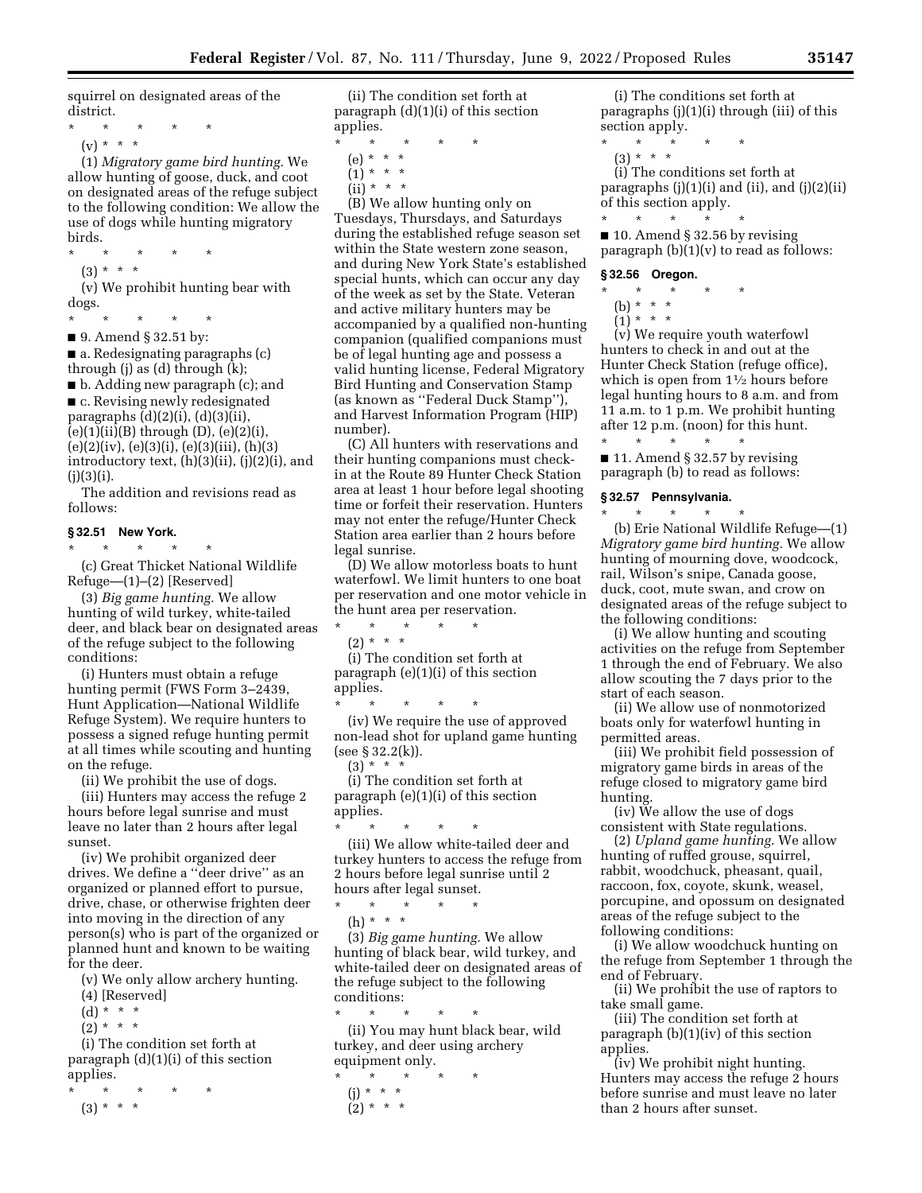squirrel on designated areas of the district.

\* \* \* \* \*

(v) \* \* \*

(1) *Migratory game bird hunting.* We allow hunting of goose, duck, and coot on designated areas of the refuge subject to the following condition: We allow the use of dogs while hunting migratory birds.

\* \* \* \* \*

(3) \* \* \*

(v) We prohibit hunting bear with dogs.

\* \* \* \* \*

■ 9. Amend § 32.51 by:

■ a. Redesignating paragraphs (c) through (j) as (d) through (k);

■ b. Adding new paragraph (c); and

■ c. Revising newly redesignated paragraphs (d)(2)(i), (d)(3)(ii), (e)(1)(ii)(B) through (D), (e)(2)(i), (e)(2)(iv), (e)(3)(i), (e)(3)(iii), (h)(3) introductory text, (h)(3)(ii), (j)(2)(i), and (j)(3)(i).

The addition and revisions read as follows:

### § 32.51 New York.

\* \* \* \* \*

(c) Great Thicket National Wildlife Refuge—(1)–(2) [Reserved]

(3) *Big game hunting.* We allow hunting of wild turkey, white-tailed deer, and black bear on designated areas of the refuge subject to the following conditions:

(i) Hunters must obtain a refuge hunting permit (FWS Form 3–2439, Hunt Application—National Wildlife Refuge System). We require hunters to possess a signed refuge hunting permit at all times while scouting and hunting on the refuge.

(ii) We prohibit the use of dogs.

(iii) Hunters may access the refuge 2 hours before legal sunrise and must leave no later than 2 hours after legal sunset.

(iv) We prohibit organized deer drives. We define a ''deer drive'' as an organized or planned effort to pursue, drive, chase, or otherwise frighten deer into moving in the direction of any person(s) who is part of the organized or planned hunt and known to be waiting for the deer.

(v) We only allow archery hunting.

(4) [Reserved]

(d) \* \* \*

(2) \* \* \*

(i) The condition set forth at paragraph (d)(1)(i) of this section applies.

\* \* \* \* \*

(3) \* \* \*

(ii) The condition set forth at paragraph (d)(1)(i) of this section applies.

\* \* \* \* \*

(e) \* \* \*

(1) \* \* \*

(ii) \* \* \*

(B) We allow hunting only on Tuesdays, Thursdays, and Saturdays during the established refuge season set within the State western zone season, and during New York State's established special hunts, which can occur any day of the week as set by the State. Veteran and active military hunters may be accompanied by a qualified non-hunting companion (qualified companions must be of legal hunting age and possess a valid hunting license, Federal Migratory Bird Hunting and Conservation Stamp (as known as ''Federal Duck Stamp''), and Harvest Information Program (HIP) number).

(C) All hunters with reservations and their hunting companions must check-in at the Route 89 Hunter Check Station area at least 1 hour before legal shooting time or forfeit their reservation. Hunters may not enter the refuge/Hunter Check Station area earlier than 2 hours before legal sunrise.

(D) We allow motorless boats to hunt waterfowl. We limit hunters to one boat per reservation and one motor vehicle in the hunt area per reservation.

\* \* \* \* \*

(2) \* \* \*

(i) The condition set forth at paragraph (e)(1)(i) of this section applies.

\* \* \* \* \*

(iv) We require the use of approved non-lead shot for upland game hunting (see § 32.2(k)).

(3) \* \* \*

(i) The condition set forth at paragraph (e)(1)(i) of this section applies.

\* \* \* \* \*

(iii) We allow white-tailed deer and turkey hunters to access the refuge from 2 hours before legal sunrise until 2 hours after legal sunset.

\* \* \* \* \*

(h) \* \* \*

(3) *Big game hunting.* We allow hunting of black bear, wild turkey, and white-tailed deer on designated areas of the refuge subject to the following conditions:

\* \* \* \* \*

(ii) You may hunt black bear, wild turkey, and deer using archery equipment only.

\* \* \* \* \*

(j) \* \* \*

(2) \* \* \*

(i) The conditions set forth at paragraphs (j)(1)(i) through (iii) of this section apply.

\* \* \* \* \*

(3) \* \* \*

(i) The conditions set forth at paragraphs (j)(1)(i) and (ii), and (j)(2)(ii) of this section apply.

\* \* \* \* \*

■ 10. Amend § 32.56 by revising paragraph (b)(1)(v) to read as follows:

### § 32.56 Oregon.

\* \* \* \* \*

(b) \* \* \*

(1) \* \* \*

(v) We require youth waterfowl hunters to check in and out at the Hunter Check Station (refuge office), which is open from 1½ hours before legal hunting hours to 8 a.m. and from 11 a.m. to 1 p.m. We prohibit hunting after 12 p.m. (noon) for this hunt.

\* \* \* \* \*

■ 11. Amend § 32.57 by revising paragraph (b) to read as follows:

### § 32.57 Pennsylvania.

\* \* \* \* \*

(b) Erie National Wildlife Refuge—(1) *Migratory game bird hunting.* We allow hunting of mourning dove, woodcock, rail, Wilson's snipe, Canada goose, duck, coot, mute swan, and crow on designated areas of the refuge subject to the following conditions:

(i) We allow hunting and scouting activities on the refuge from September 1 through the end of February. We also allow scouting the 7 days prior to the start of each season.

(ii) We allow use of nonmotorized boats only for waterfowl hunting in permitted areas.

(iii) We prohibit field possession of migratory game birds in areas of the refuge closed to migratory game bird hunting.

(iv) We allow the use of dogs consistent with State regulations.

(2) *Upland game hunting.* We allow hunting of ruffed grouse, squirrel, rabbit, woodchuck, pheasant, quail, raccoon, fox, coyote, skunk, weasel, porcupine, and opossum on designated areas of the refuge subject to the following conditions:

(i) We allow woodchuck hunting on the refuge from September 1 through the end of February.

(ii) We prohibit the use of raptors to take small game.

(iii) The condition set forth at paragraph (b)(1)(iv) of this section applies.

(iv) We prohibit night hunting. Hunters may access the refuge 2 hours before sunrise and must leave no later than 2 hours after sunset.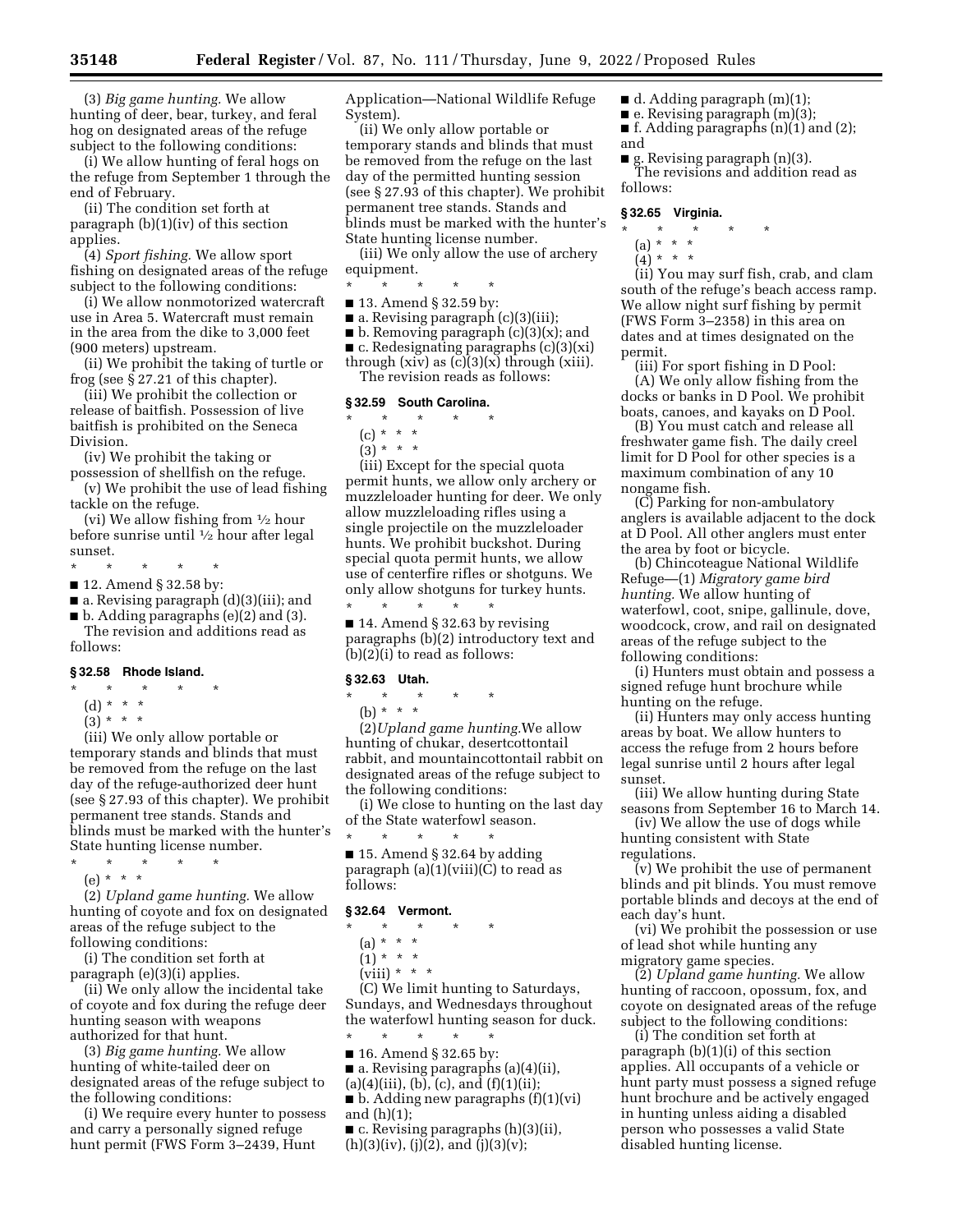(3) *Big game hunting.* We allow hunting of deer, bear, turkey, and feral hog on designated areas of the refuge subject to the following conditions:

(i) We allow hunting of feral hogs on the refuge from September 1 through the end of February.

(ii) The condition set forth at paragraph (b)(1)(iv) of this section applies.

(4) *Sport fishing.* We allow sport fishing on designated areas of the refuge subject to the following conditions:

(i) We allow nonmotorized watercraft use in Area 5. Watercraft must remain in the area from the dike to 3,000 feet (900 meters) upstream.

(ii) We prohibit the taking of turtle or frog (see § 27.21 of this chapter).

(iii) We prohibit the collection or release of baitfish. Possession of live baitfish is prohibited on the Seneca Division.

(iv) We prohibit the taking or possession of shellfish on the refuge.

(v) We prohibit the use of lead fishing tackle on the refuge.

(vi) We allow fishing from ½ hour before sunrise until ½ hour after legal sunset.

\* \* \* \* \*

■ 12. Amend § 32.58 by:

■ a. Revising paragraph (d)(3)(iii); and

■ b. Adding paragraphs (e)(2) and (3).

The revision and additions read as follows:

**§ 32.58 Rhode Island.**

\* \* \* \* \*

(d) \* \* \*

(3) \* \* \*

(iii) We only allow portable or temporary stands and blinds that must be removed from the refuge on the last day of the refuge-authorized deer hunt (see § 27.93 of this chapter). We prohibit permanent tree stands. Stands and blinds must be marked with the hunter's State hunting license number.

\* \* \* \* \*

(e) \* \* \*

(2) *Upland game hunting.* We allow hunting of coyote and fox on designated areas of the refuge subject to the following conditions:

(i) The condition set forth at paragraph (e)(3)(i) applies.

(ii) We only allow the incidental take of coyote and fox during the refuge deer hunting season with weapons authorized for that hunt.

(3) *Big game hunting.* We allow hunting of white-tailed deer on designated areas of the refuge subject to the following conditions:

(i) We require every hunter to possess and carry a personally signed refuge hunt permit (FWS Form 3–2439, Hunt Application—National Wildlife Refuge System).

(ii) We only allow portable or temporary stands and blinds that must be removed from the refuge on the last day of the permitted hunting session (see § 27.93 of this chapter). We prohibit permanent tree stands. Stands and blinds must be marked with the hunter's State hunting license number.

(iii) We only allow the use of archery equipment.

\* \* \* \* \*

■ 13. Amend § 32.59 by:

■ a. Revising paragraph (c)(3)(iii);

■ b. Removing paragraph (c)(3)(x); and

■ c. Redesignating paragraphs (c)(3)(xi) through (xiv) as (c)(3)(x) through (xiii).

The revision reads as follows:

**§ 32.59 South Carolina.**

\* \* \* \* \*

(c) \* \* \*

(3) \* \* \*

(iii) Except for the special quota permit hunts, we allow only archery or muzzleloader hunting for deer. We only allow muzzleloading rifles using a single projectile on the muzzleloader hunts. We prohibit buckshot. During special quota permit hunts, we allow use of centerfire rifles or shotguns. We only allow shotguns for turkey hunts.

\* \* \* \* \*

■ 14. Amend § 32.63 by revising paragraphs (b)(2) introductory text and (b)(2)(i) to read as follows:

**§ 32.63 Utah.**

\* \* \* \* \*

(b) \* \* \*

(2) *Upland game hunting.* We allow hunting of chukar, desertcottontail rabbit, and mountaincottontail rabbit on designated areas of the refuge subject to the following conditions:

(i) We close to hunting on the last day of the State waterfowl season.

\* \* \* \* \*

■ 15. Amend § 32.64 by adding paragraph (a)(1)(viii)(C) to read as follows:

**§ 32.64 Vermont.**

\* \* \* \* \*

(a) \* \* \*

(1) \* \* \*

(viii) \* \* \*

(C) We limit hunting to Saturdays, Sundays, and Wednesdays throughout the waterfowl hunting season for duck.

\* \* \* \* \*

■ 16. Amend § 32.65 by:

■ a. Revising paragraphs (a)(4)(ii), (a)(4)(iii), (b), (c), and (f)(1)(ii);

■ b. Adding new paragraphs (f)(1)(vi) and (h)(1);

■ c. Revising paragraphs (h)(3)(ii), (h)(3)(iv), (j)(2), and (j)(3)(v);

■ d. Adding paragraph (m)(1);

■ e. Revising paragraph (m)(3);

■ f. Adding paragraphs (n)(1) and (2); and

■ g. Revising paragraph (n)(3).

The revisions and addition read as follows:

**§ 32.65 Virginia.**

\* \* \* \* \*

(a) \* \* \*

(4) \* \* \*

(ii) You may surf fish, crab, and clam south of the refuge's beach access ramp. We allow night surf fishing by permit (FWS Form 3–2358) in this area on dates and at times designated on the permit.

(iii) For sport fishing in D Pool:

(A) We only allow fishing from the docks or banks in D Pool. We prohibit boats, canoes, and kayaks on D Pool.

(B) You must catch and release all freshwater game fish. The daily creel limit for D Pool for other species is a maximum combination of any 10 nongame fish.

(C) Parking for non-ambulatory anglers is available adjacent to the dock at D Pool. All other anglers must enter the area by foot or bicycle.

(b) Chincoteague National Wildlife Refuge—(1) *Migratory game bird hunting.* We allow hunting of waterfowl, coot, snipe, gallinule, dove, woodcock, crow, and rail on designated areas of the refuge subject to the following conditions:

(i) Hunters must obtain and possess a signed refuge hunt brochure while hunting on the refuge.

(ii) Hunters may only access hunting areas by boat. We allow hunters to access the refuge from 2 hours before legal sunrise until 2 hours after legal sunset.

(iii) We allow hunting during State seasons from September 16 to March 14.

(iv) We allow the use of dogs while hunting consistent with State regulations.

(v) We prohibit the use of permanent blinds and pit blinds. You must remove portable blinds and decoys at the end of each day's hunt.

(vi) We prohibit the possession or use of lead shot while hunting any migratory game species.

(2) *Upland game hunting.* We allow hunting of raccoon, opossum, fox, and coyote on designated areas of the refuge subject to the following conditions:

(i) The condition set forth at paragraph (b)(1)(i) of this section applies. All occupants of a vehicle or hunt party must possess a signed refuge hunt brochure and be actively engaged in hunting unless aiding a disabled person who possesses a valid State disabled hunting license.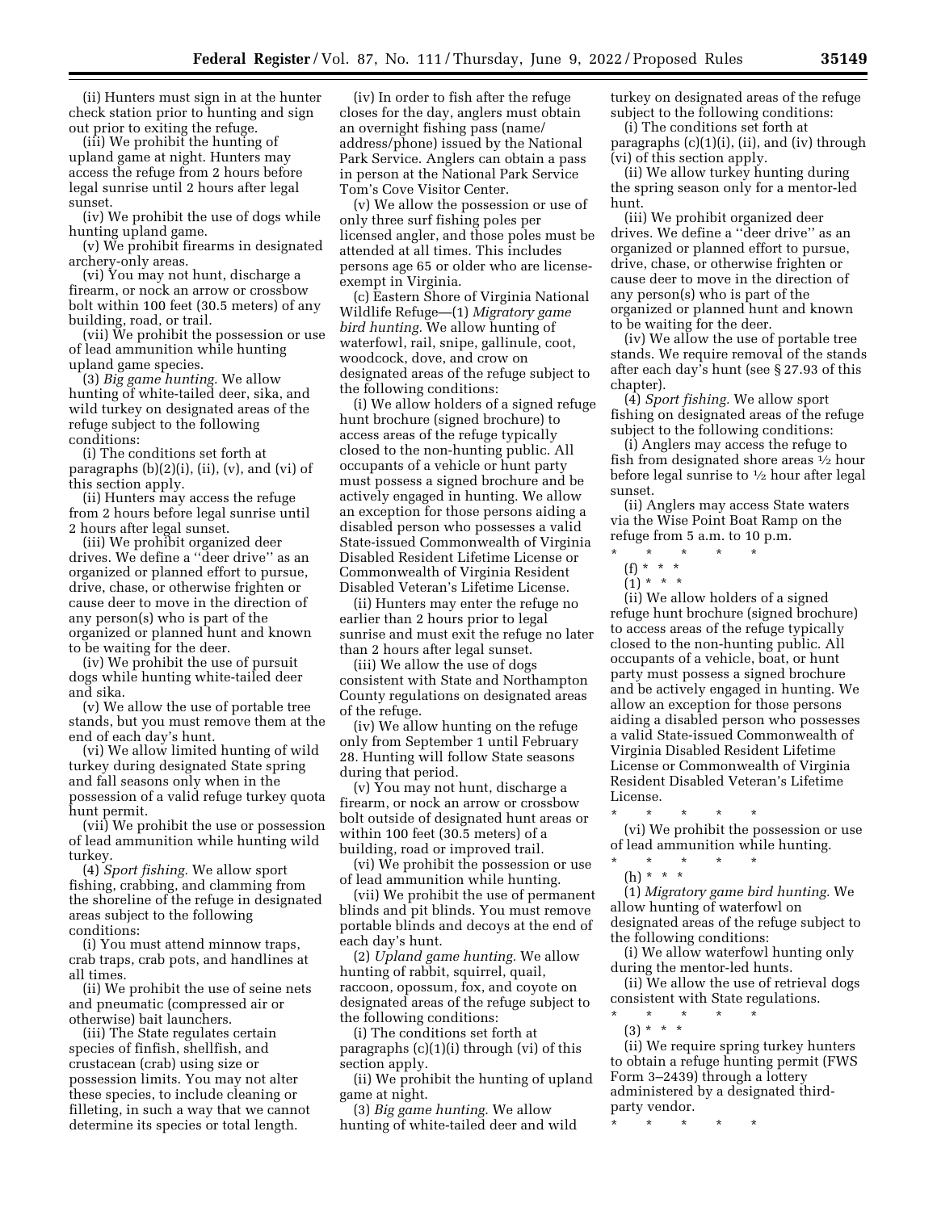(ii) Hunters must sign in at the hunter check station prior to hunting and sign out prior to exiting the refuge.

(iii) We prohibit the hunting of upland game at night. Hunters may access the refuge from 2 hours before legal sunrise until 2 hours after legal sunset.

(iv) We prohibit the use of dogs while hunting upland game.

(v) We prohibit firearms in designated archery-only areas.

(vi) You may not hunt, discharge a firearm, or nock an arrow or crossbow bolt within 100 feet (30.5 meters) of any building, road, or trail.

(vii) We prohibit the possession or use of lead ammunition while hunting upland game species.

(3) *Big game hunting.* We allow hunting of white-tailed deer, sika, and wild turkey on designated areas of the refuge subject to the following conditions:

(i) The conditions set forth at paragraphs (b)(2)(i), (ii), (v), and (vi) of this section apply.

(ii) Hunters may access the refuge from 2 hours before legal sunrise until 2 hours after legal sunset.

(iii) We prohibit organized deer drives. We define a ''deer drive'' as an organized or planned effort to pursue, drive, chase, or otherwise frighten or cause deer to move in the direction of any person(s) who is part of the organized or planned hunt and known to be waiting for the deer.

(iv) We prohibit the use of pursuit dogs while hunting white-tailed deer and sika.

(v) We allow the use of portable tree stands, but you must remove them at the end of each day's hunt.

(vi) We allow limited hunting of wild turkey during designated State spring and fall seasons only when in the possession of a valid refuge turkey quota hunt permit.

(vii) We prohibit the use or possession of lead ammunition while hunting wild turkey.

(4) *Sport fishing.* We allow sport fishing, crabbing, and clamming from the shoreline of the refuge in designated areas subject to the following conditions:

(i) You must attend minnow traps, crab traps, crab pots, and handlines at all times.

(ii) We prohibit the use of seine nets and pneumatic (compressed air or otherwise) bait launchers.

(iii) The State regulates certain species of finfish, shellfish, and crustacean (crab) using size or possession limits. You may not alter these species, to include cleaning or filleting, in such a way that we cannot determine its species or total length.

(iv) In order to fish after the refuge closes for the day, anglers must obtain an overnight fishing pass (name/address/phone) issued by the National Park Service. Anglers can obtain a pass in person at the National Park Service Tom's Cove Visitor Center.

(v) We allow the possession or use of only three surf fishing poles per licensed angler, and those poles must be attended at all times. This includes persons age 65 or older who are license-exempt in Virginia.

(c) Eastern Shore of Virginia National Wildlife Refuge—(1) *Migratory game bird hunting.* We allow hunting of waterfowl, rail, snipe, gallinule, coot, woodcock, dove, and crow on designated areas of the refuge subject to the following conditions:

(i) We allow holders of a signed refuge hunt brochure (signed brochure) to access areas of the refuge typically closed to the non-hunting public. All occupants of a vehicle or hunt party must possess a signed brochure and be actively engaged in hunting. We allow an exception for those persons aiding a disabled person who possesses a valid State-issued Commonwealth of Virginia Disabled Resident Lifetime License or Commonwealth of Virginia Resident Disabled Veteran's Lifetime License.

(ii) Hunters may enter the refuge no earlier than 2 hours prior to legal sunrise and must exit the refuge no later than 2 hours after legal sunset.

(iii) We allow the use of dogs consistent with State and Northampton County regulations on designated areas of the refuge.

(iv) We allow hunting on the refuge only from September 1 until February 28. Hunting will follow State seasons during that period.

(v) You may not hunt, discharge a firearm, or nock an arrow or crossbow bolt outside of designated hunt areas or within 100 feet (30.5 meters) of a building, road or improved trail.

(vi) We prohibit the possession or use of lead ammunition while hunting.

(vii) We prohibit the use of permanent blinds and pit blinds. You must remove portable blinds and decoys at the end of each day's hunt.

(2) *Upland game hunting.* We allow hunting of rabbit, squirrel, quail, raccoon, opossum, fox, and coyote on designated areas of the refuge subject to the following conditions:

(i) The conditions set forth at paragraphs (c)(1)(i) through (vi) of this section apply.

(ii) We prohibit the hunting of upland game at night.

(3) *Big game hunting.* We allow hunting of white-tailed deer and wild turkey on designated areas of the refuge subject to the following conditions:

(i) The conditions set forth at paragraphs (c)(1)(i), (ii), and (iv) through (vi) of this section apply.

(ii) We allow turkey hunting during the spring season only for a mentor-led hunt.

(iii) We prohibit organized deer drives. We define a ''deer drive'' as an organized or planned effort to pursue, drive, chase, or otherwise frighten or cause deer to move in the direction of any person(s) who is part of the organized or planned hunt and known to be waiting for the deer.

(iv) We allow the use of portable tree stands. We require removal of the stands after each day's hunt (see § 27.93 of this chapter).

(4) *Sport fishing.* We allow sport fishing on designated areas of the refuge subject to the following conditions:

(i) Anglers may access the refuge to fish from designated shore areas ½ hour before legal sunrise to ½ hour after legal sunset.

(ii) Anglers may access State waters via the Wise Point Boat Ramp on the refuge from 5 a.m. to 10 p.m.

\* \* \* \* \*

(f) \* \* \*

(1) \* \* \*

(ii) We allow holders of a signed refuge hunt brochure (signed brochure) to access areas of the refuge typically closed to the non-hunting public. All occupants of a vehicle, boat, or hunt party must possess a signed brochure and be actively engaged in hunting. We allow an exception for those persons aiding a disabled person who possesses a valid State-issued Commonwealth of Virginia Disabled Resident Lifetime License or Commonwealth of Virginia Resident Disabled Veteran's Lifetime License.

\* \* \* \* \*

(vi) We prohibit the possession or use of lead ammunition while hunting.

\* \* \* \* \*

(h) \* \* \*

(1) *Migratory game bird hunting.* We allow hunting of waterfowl on designated areas of the refuge subject to the following conditions:

(i) We allow waterfowl hunting only during the mentor-led hunts.

(ii) We allow the use of retrieval dogs consistent with State regulations.

\* \* \* \* \*

(3) \* \* \*

(ii) We require spring turkey hunters to obtain a refuge hunting permit (FWS Form 3–2439) through a lottery administered by a designated third-party vendor.

\* \* \* \* \*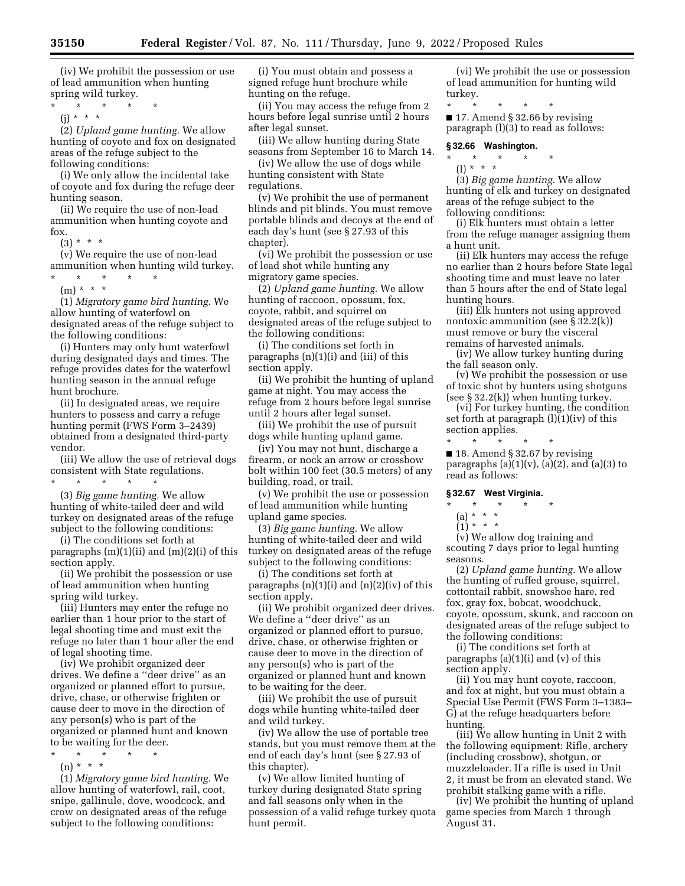(iv) We prohibit the possession or use of lead ammunition when hunting spring wild turkey.

\* \* \* \* \*

(j) \* \* \*

(2) *Upland game hunting.* We allow hunting of coyote and fox on designated areas of the refuge subject to the following conditions:

(i) We only allow the incidental take of coyote and fox during the refuge deer hunting season.

(ii) We require the use of non-lead ammunition when hunting coyote and fox.

(3) \* \* \*

(v) We require the use of non-lead ammunition when hunting wild turkey.

\* \* \* \* \*

(m) \* \* \*

(1) *Migratory game bird hunting.* We allow hunting of waterfowl on designated areas of the refuge subject to the following conditions:

(i) Hunters may only hunt waterfowl during designated days and times. The refuge provides dates for the waterfowl hunting season in the annual refuge hunt brochure.

(ii) In designated areas, we require hunters to possess and carry a refuge hunting permit (FWS Form 3–2439) obtained from a designated third-party vendor.

(iii) We allow the use of retrieval dogs consistent with State regulations.

\* \* \* \* \*

(3) *Big game hunting.* We allow hunting of white-tailed deer and wild turkey on designated areas of the refuge subject to the following conditions:

(i) The conditions set forth at paragraphs (m)(1)(ii) and (m)(2)(i) of this section apply.

(ii) We prohibit the possession or use of lead ammunition when hunting spring wild turkey.

(iii) Hunters may enter the refuge no earlier than 1 hour prior to the start of legal shooting time and must exit the refuge no later than 1 hour after the end of legal shooting time.

(iv) We prohibit organized deer drives. We define a ''deer drive'' as an organized or planned effort to pursue, drive, chase, or otherwise frighten or cause deer to move in the direction of any person(s) who is part of the organized or planned hunt and known to be waiting for the deer.

\* \* \* \* \*

(n) \* \* \*

(1) *Migratory game bird hunting.* We allow hunting of waterfowl, rail, coot, snipe, gallinule, dove, woodcock, and crow on designated areas of the refuge subject to the following conditions:

(i) You must obtain and possess a signed refuge hunt brochure while hunting on the refuge.

(ii) You may access the refuge from 2 hours before legal sunrise until 2 hours after legal sunset.

(iii) We allow hunting during State seasons from September 16 to March 14.

(iv) We allow the use of dogs while hunting consistent with State regulations.

(v) We prohibit the use of permanent blinds and pit blinds. You must remove portable blinds and decoys at the end of each day's hunt (see § 27.93 of this chapter).

(vi) We prohibit the possession or use of lead shot while hunting any migratory game species.

(2) *Upland game hunting.* We allow hunting of raccoon, opossum, fox, coyote, rabbit, and squirrel on designated areas of the refuge subject to the following conditions:

(i) The conditions set forth in paragraphs (n)(1)(i) and (iii) of this section apply.

(ii) We prohibit the hunting of upland game at night. You may access the refuge from 2 hours before legal sunrise until 2 hours after legal sunset.

(iii) We prohibit the use of pursuit dogs while hunting upland game.

(iv) You may not hunt, discharge a firearm, or nock an arrow or crossbow bolt within 100 feet (30.5 meters) of any building, road, or trail.

(v) We prohibit the use or possession of lead ammunition while hunting upland game species.

(3) *Big game hunting.* We allow hunting of white-tailed deer and wild turkey on designated areas of the refuge subject to the following conditions:

(i) The conditions set forth at paragraphs (n)(1)(i) and (n)(2)(iv) of this section apply.

(ii) We prohibit organized deer drives. We define a ''deer drive'' as an organized or planned effort to pursue, drive, chase, or otherwise frighten or cause deer to move in the direction of any person(s) who is part of the organized or planned hunt and known to be waiting for the deer.

(iii) We prohibit the use of pursuit dogs while hunting white-tailed deer and wild turkey.

(iv) We allow the use of portable tree stands, but you must remove them at the end of each day's hunt (see § 27.93 of this chapter).

(v) We allow limited hunting of turkey during designated State spring and fall seasons only when in the possession of a valid refuge turkey quota hunt permit.

(vi) We prohibit the use or possession of lead ammunition for hunting wild turkey.

\* \* \* \* \*

■ 17. Amend § 32.66 by revising paragraph (l)(3) to read as follows:

## § 32.66 Washington.

\* \* \* \* \*

(l) \* \* \*

(3) *Big game hunting.* We allow hunting of elk and turkey on designated areas of the refuge subject to the following conditions:

(i) Elk hunters must obtain a letter from the refuge manager assigning them a hunt unit.

(ii) Elk hunters may access the refuge no earlier than 2 hours before State legal shooting time and must leave no later than 5 hours after the end of State legal hunting hours.

(iii) Elk hunters not using approved nontoxic ammunition (see § 32.2(k)) must remove or bury the visceral remains of harvested animals.

(iv) We allow turkey hunting during the fall season only.

(v) We prohibit the possession or use of toxic shot by hunters using shotguns (see § 32.2(k)) when hunting turkey.

(vi) For turkey hunting, the condition set forth at paragraph (l)(1)(iv) of this section applies.

\* \* \* \* \*

■ 18. Amend § 32.67 by revising paragraphs (a)(1)(v), (a)(2), and (a)(3) to read as follows:

## § 32.67 West Virginia.

\* \* \* \* \*

(a) \* \* \*

(1) \* \* \*

(v) We allow dog training and scouting 7 days prior to legal hunting seasons.

(2) *Upland game hunting.* We allow the hunting of ruffed grouse, squirrel, cottontail rabbit, snowshoe hare, red fox, gray fox, bobcat, woodchuck, coyote, opossum, skunk, and raccoon on designated areas of the refuge subject to the following conditions:

(i) The conditions set forth at paragraphs (a)(1)(i) and (v) of this section apply.

(ii) You may hunt coyote, raccoon, and fox at night, but you must obtain a Special Use Permit (FWS Form 3–1383–G) at the refuge headquarters before hunting.

(iii) We allow hunting in Unit 2 with the following equipment: Rifle, archery (including crossbow), shotgun, or muzzleloader. If a rifle is used in Unit 2, it must be from an elevated stand. We prohibit stalking game with a rifle.

(iv) We prohibit the hunting of upland game species from March 1 through August 31.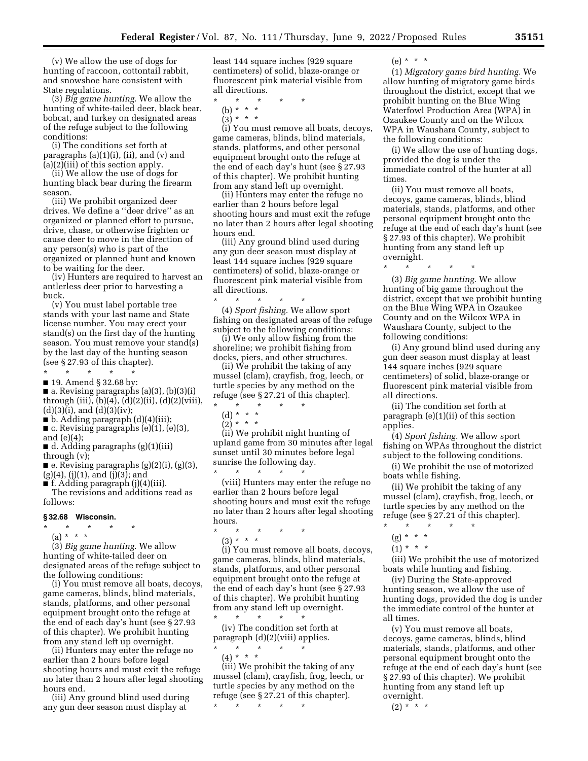(v) We allow the use of dogs for hunting of raccoon, cottontail rabbit, and snowshoe hare consistent with State regulations.

(3) *Big game hunting.* We allow the hunting of white-tailed deer, black bear, bobcat, and turkey on designated areas of the refuge subject to the following conditions:

(i) The conditions set forth at paragraphs (a)(1)(i), (ii), and (v) and (a)(2)(iii) of this section apply.

(ii) We allow the use of dogs for hunting black bear during the firearm season.

(iii) We prohibit organized deer drives. We define a ''deer drive'' as an organized or planned effort to pursue, drive, chase, or otherwise frighten or cause deer to move in the direction of any person(s) who is part of the organized or planned hunt and known to be waiting for the deer.

(iv) Hunters are required to harvest an antlerless deer prior to harvesting a buck.

(v) You must label portable tree stands with your last name and State license number. You may erect your stand(s) on the first day of the hunting season. You must remove your stand(s) by the last day of the hunting season (see § 27.93 of this chapter).

\* \* \* \* \*

■ 19. Amend § 32.68 by:

■ a. Revising paragraphs (a)(3), (b)(3)(i) through (iii), (b)(4), (d)(2)(ii), (d)(2)(viii), (d)(3)(i), and (d)(3)(iv);

■ b. Adding paragraph (d)(4)(iii);

■ c. Revising paragraphs (e)(1), (e)(3), and (e)(4);

■ d. Adding paragraphs (g)(1)(iii) through (v);

■ e. Revising paragraphs (g)(2)(i), (g)(3), (g)(4), (j)(1), and (j)(3); and

■ f. Adding paragraph (j)(4)(iii).

The revisions and additions read as follows:

### § 32.68 Wisconsin.

\* \* \* \* \*

(a) \* \* \*

(3) *Big game hunting.* We allow hunting of white-tailed deer on designated areas of the refuge subject to the following conditions:

(i) You must remove all boats, decoys, game cameras, blinds, blind materials, stands, platforms, and other personal equipment brought onto the refuge at the end of each day's hunt (see § 27.93 of this chapter). We prohibit hunting from any stand left up overnight.

(ii) Hunters may enter the refuge no earlier than 2 hours before legal shooting hours and must exit the refuge no later than 2 hours after legal shooting hours end.

(iii) Any ground blind used during any gun deer season must display at least 144 square inches (929 square centimeters) of solid, blaze-orange or fluorescent pink material visible from all directions.

\* \* \* \* \*

(b) \* \* \*

(3) \* \* \*

(i) You must remove all boats, decoys, game cameras, blinds, blind materials, stands, platforms, and other personal equipment brought onto the refuge at the end of each day's hunt (see § 27.93 of this chapter). We prohibit hunting from any stand left up overnight.

(ii) Hunters may enter the refuge no earlier than 2 hours before legal shooting hours and must exit the refuge no later than 2 hours after legal shooting hours end.

(iii) Any ground blind used during any gun deer season must display at least 144 square inches (929 square centimeters) of solid, blaze-orange or fluorescent pink material visible from all directions.

\* \* \* \* \*

(4) *Sport fishing.* We allow sport fishing on designated areas of the refuge subject to the following conditions:

(i) We only allow fishing from the shoreline; we prohibit fishing from docks, piers, and other structures.

(ii) We prohibit the taking of any mussel (clam), crayfish, frog, leech, or turtle species by any method on the refuge (see § 27.21 of this chapter).

\* \* \* \* \*

(d) \* \* \*

(2) \* \* \*

(ii) We prohibit night hunting of upland game from 30 minutes after legal sunset until 30 minutes before legal sunrise the following day.

\* \* \* \* \*

(viii) Hunters may enter the refuge no earlier than 2 hours before legal shooting hours and must exit the refuge no later than 2 hours after legal shooting hours.

\* \* \* \* \*

(3) \* \* \*

(i) You must remove all boats, decoys, game cameras, blinds, blind materials, stands, platforms, and other personal equipment brought onto the refuge at the end of each day's hunt (see § 27.93 of this chapter). We prohibit hunting from any stand left up overnight.

\* \* \* \* \*

(iv) The condition set forth at paragraph (d)(2)(viii) applies.

\* \* \* \* \*

(4) \* \* \*

(iii) We prohibit the taking of any mussel (clam), crayfish, frog, leech, or turtle species by any method on the refuge (see § 27.21 of this chapter).

\* \* \* \* \*

(e) \* \* \*

(1) *Migratory game bird hunting.* We allow hunting of migratory game birds throughout the district, except that we prohibit hunting on the Blue Wing Waterfowl Production Area (WPA) in Ozaukee County and on the Wilcox WPA in Waushara County, subject to the following conditions:

(i) We allow the use of hunting dogs, provided the dog is under the immediate control of the hunter at all times.

(ii) You must remove all boats, decoys, game cameras, blinds, blind materials, stands, platforms, and other personal equipment brought onto the refuge at the end of each day's hunt (see § 27.93 of this chapter). We prohibit hunting from any stand left up overnight.

\* \* \* \* \*

(3) *Big game hunting.* We allow hunting of big game throughout the district, except that we prohibit hunting on the Blue Wing WPA in Ozaukee County and on the Wilcox WPA in Waushara County, subject to the following conditions:

(i) Any ground blind used during any gun deer season must display at least 144 square inches (929 square centimeters) of solid, blaze-orange or fluorescent pink material visible from all directions.

(ii) The condition set forth at paragraph (e)(1)(ii) of this section applies.

(4) *Sport fishing.* We allow sport fishing on WPAs throughout the district subject to the following conditions.

(i) We prohibit the use of motorized boats while fishing.

(ii) We prohibit the taking of any mussel (clam), crayfish, frog, leech, or turtle species by any method on the refuge (see § 27.21 of this chapter).

\* \* \* \* \*

(g) \* \* \*

(1) \* \* \*

(iii) We prohibit the use of motorized boats while hunting and fishing.

(iv) During the State-approved hunting season, we allow the use of hunting dogs, provided the dog is under the immediate control of the hunter at all times.

(v) You must remove all boats, decoys, game cameras, blinds, blind materials, stands, platforms, and other personal equipment brought onto the refuge at the end of each day's hunt (see § 27.93 of this chapter). We prohibit hunting from any stand left up overnight.

(2) \* \* \*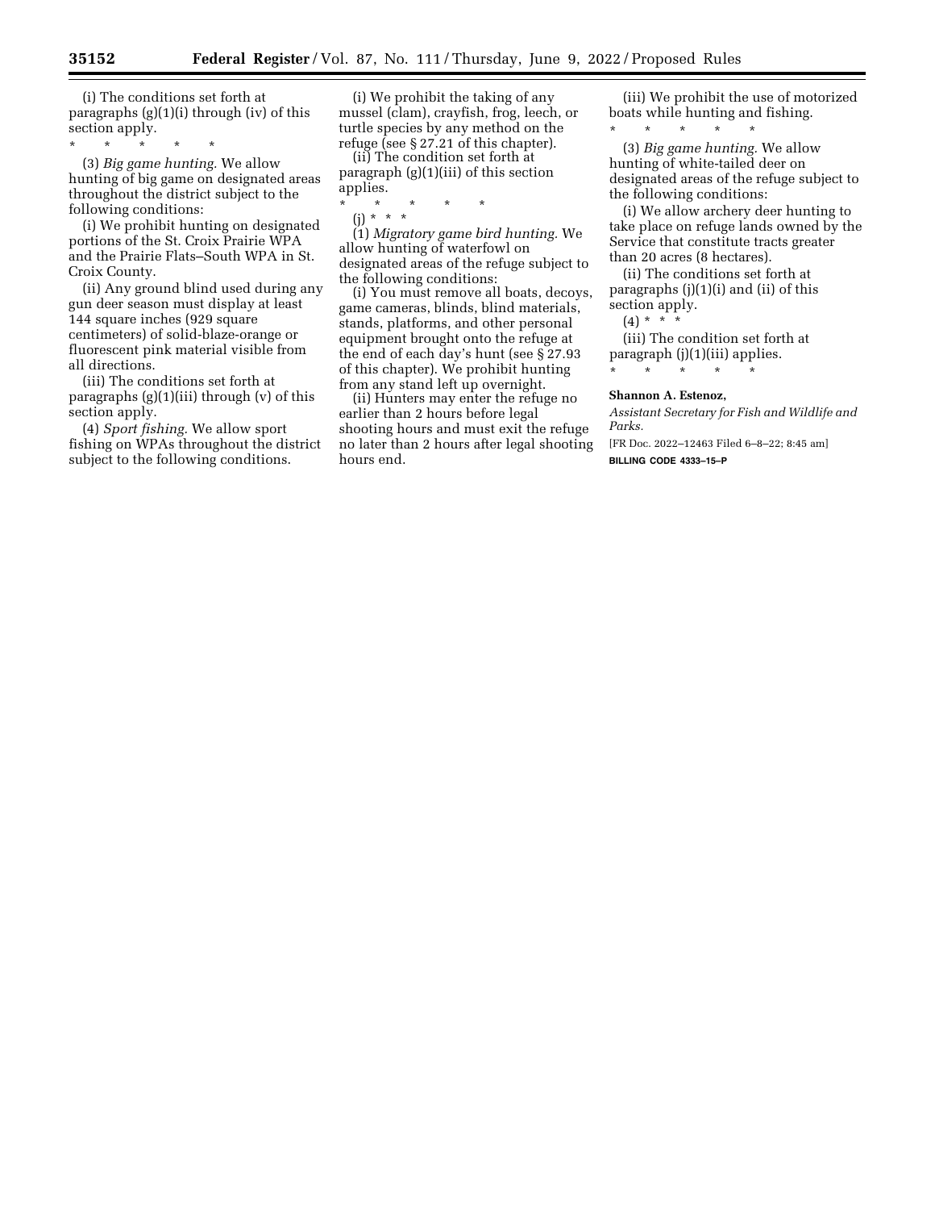(i) The conditions set forth at paragraphs (g)(1)(i) through (iv) of this section apply.

\* \* \* \* \*

(3) *Big game hunting.* We allow hunting of big game on designated areas throughout the district subject to the following conditions:

(i) We prohibit hunting on designated portions of the St. Croix Prairie WPA and the Prairie Flats–South WPA in St. Croix County.

(ii) Any ground blind used during any gun deer season must display at least 144 square inches (929 square centimeters) of solid-blaze-orange or fluorescent pink material visible from all directions.

(iii) The conditions set forth at paragraphs (g)(1)(iii) through (v) of this section apply.

(4) *Sport fishing.* We allow sport fishing on WPAs throughout the district subject to the following conditions.

(i) We prohibit the taking of any mussel (clam), crayfish, frog, leech, or turtle species by any method on the refuge (see § 27.21 of this chapter).

(ii) The condition set forth at paragraph (g)(1)(iii) of this section applies.

\* \* \* \* \*

(j) \* \* \*

(1) *Migratory game bird hunting.* We allow hunting of waterfowl on designated areas of the refuge subject to the following conditions:

(i) You must remove all boats, decoys, game cameras, blinds, blind materials, stands, platforms, and other personal equipment brought onto the refuge at the end of each day's hunt (see § 27.93 of this chapter). We prohibit hunting from any stand left up overnight.

(ii) Hunters may enter the refuge no earlier than 2 hours before legal shooting hours and must exit the refuge no later than 2 hours after legal shooting hours end.

(iii) We prohibit the use of motorized boats while hunting and fishing.

\* \* \* \* \*

(3) *Big game hunting.* We allow hunting of white-tailed deer on designated areas of the refuge subject to the following conditions:

(i) We allow archery deer hunting to take place on refuge lands owned by the Service that constitute tracts greater than 20 acres (8 hectares).

(ii) The conditions set forth at paragraphs (j)(1)(i) and (ii) of this section apply.

(4) \* \* \*

(iii) The condition set forth at paragraph (j)(1)(iii) applies.

\* \* \* \* \*

**Shannon A. Estenoz,**

*Assistant Secretary for Fish and Wildlife and Parks.*

[FR Doc. 2022–12463 Filed 6–8–22; 8:45 am]

**BILLING CODE 4333–15–P**